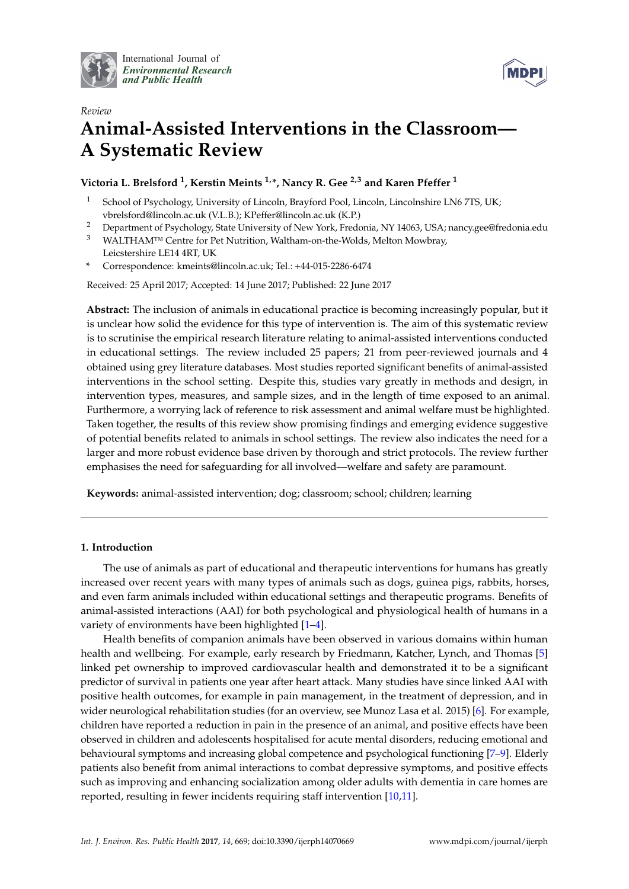International Journal of *Environmental Research and Public Health*

*Review*

# Animal-Assisted Interventions in the Classroom—A Systematic Review

**Victoria L. Brelsford [1], Kerstin Meints [1,*], Nancy R. Gee [2,3] and Karen Pfeffer [1]**

[1] School of Psychology, University of Lincoln, Brayford Pool, Lincoln, Lincolnshire LN6 7TS, UK; vbrelsford@lincoln.ac.uk (V.L.B.); KPeffer@lincoln.ac.uk (K.P.)

[2] Department of Psychology, State University of New York, Fredonia, NY 14063, USA; nancy.gee@fredonia.edu

[3] WALTHAM™ Centre for Pet Nutrition, Waltham-on-the-Wolds, Melton Mowbray, Leicestershire LE14 4RT, UK

* Correspondence: kmeints@lincoln.ac.uk; Tel.: +44-015-2286-6474

Received: 25 April 2017; Accepted: 14 June 2017; Published: 22 June 2017

**Abstract:** The inclusion of animals in educational practice is becoming increasingly popular, but it is unclear how solid the evidence for this type of intervention is. The aim of this systematic review is to scrutinise the empirical research literature relating to animal-assisted interventions conducted in educational settings. The review included 25 papers; 21 from peer-reviewed journals and 4 obtained using grey literature databases. Most studies reported significant benefits of animal-assisted interventions in the school setting. Despite this, studies vary greatly in methods and design, in intervention types, measures, and sample sizes, and in the length of time exposed to an animal. Furthermore, a worrying lack of reference to risk assessment and animal welfare must be highlighted. Taken together, the results of this review show promising findings and emerging evidence suggestive of potential benefits related to animals in school settings. The review also indicates the need for a larger and more robust evidence base driven by thorough and strict protocols. The review further emphasises the need for safeguarding for all involved—welfare and safety are paramount.

**Keywords:** animal-assisted intervention; dog; classroom; school; children; learning

## 1. Introduction

The use of animals as part of educational and therapeutic interventions for humans has greatly increased over recent years with many types of animals such as dogs, guinea pigs, rabbits, horses, and even farm animals included within educational settings and therapeutic programs. Benefits of animal-assisted interactions (AAI) for both psychological and physiological health of humans in a variety of environments have been highlighted [1–4].

Health benefits of companion animals have been observed in various domains within human health and wellbeing. For example, early research by Friedmann, Katcher, Lynch, and Thomas [5] linked pet ownership to improved cardiovascular health and demonstrated it to be a significant predictor of survival in patients one year after heart attack. Many studies have since linked AAI with positive health outcomes, for example in pain management, in the treatment of depression, and in wider neurological rehabilitation studies (for an overview, see Munoz Lasa et al. 2015) [6]. For example, children have reported a reduction in pain in the presence of an animal, and positive effects have been observed in children and adolescents hospitalised for acute mental disorders, reducing emotional and behavioural symptoms and increasing global competence and psychological functioning [7–9]. Elderly patients also benefit from animal interactions to combat depressive symptoms, and positive effects such as improving and enhancing socialization among older adults with dementia in care homes are reported, resulting in fewer incidents requiring staff intervention [10,11].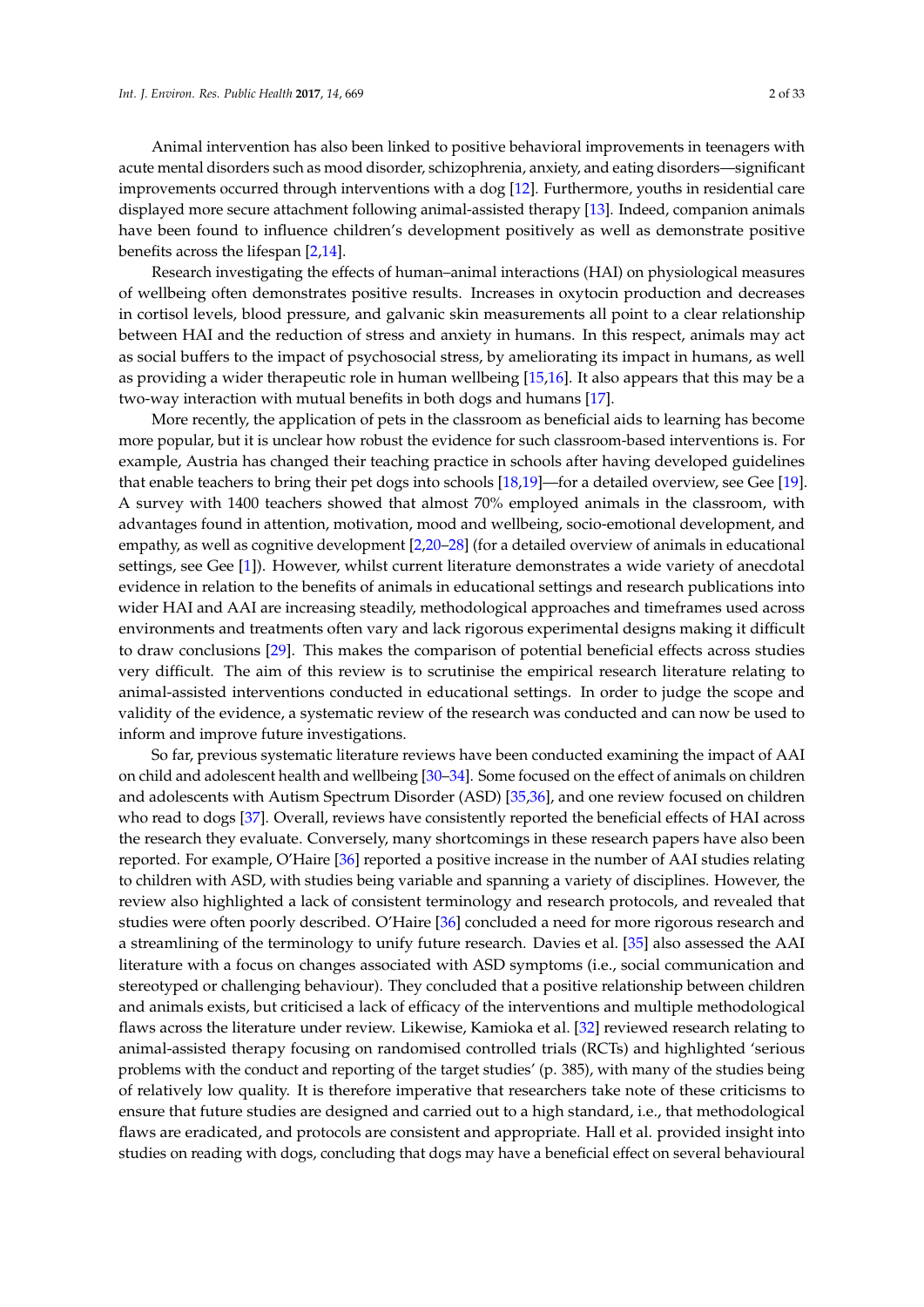Animal intervention has also been linked to positive behavioral improvements in teenagers with acute mental disorders such as mood disorder, schizophrenia, anxiety, and eating disorders—significant improvements occurred through interventions with a dog [12]. Furthermore, youths in residential care displayed more secure attachment following animal-assisted therapy [13]. Indeed, companion animals have been found to influence children's development positively as well as demonstrate positive benefits across the lifespan [2,14].

Research investigating the effects of human–animal interactions (HAI) on physiological measures of wellbeing often demonstrates positive results. Increases in oxytocin production and decreases in cortisol levels, blood pressure, and galvanic skin measurements all point to a clear relationship between HAI and the reduction of stress and anxiety in humans. In this respect, animals may act as social buffers to the impact of psychosocial stress, by ameliorating its impact in humans, as well as providing a wider therapeutic role in human wellbeing [15,16]. It also appears that this may be a two-way interaction with mutual benefits in both dogs and humans [17].

More recently, the application of pets in the classroom as beneficial aids to learning has become more popular, but it is unclear how robust the evidence for such classroom-based interventions is. For example, Austria has changed their teaching practice in schools after having developed guidelines that enable teachers to bring their pet dogs into schools [18,19]—for a detailed overview, see Gee [19]. A survey with 1400 teachers showed that almost 70% employed animals in the classroom, with advantages found in attention, motivation, mood and wellbeing, socio-emotional development, and empathy, as well as cognitive development [2,20–28] (for a detailed overview of animals in educational settings, see Gee [1]). However, whilst current literature demonstrates a wide variety of anecdotal evidence in relation to the benefits of animals in educational settings and research publications into wider HAI and AAI are increasing steadily, methodological approaches and timeframes used across environments and treatments often vary and lack rigorous experimental designs making it difficult to draw conclusions [29]. This makes the comparison of potential beneficial effects across studies very difficult. The aim of this review is to scrutinise the empirical research literature relating to animal-assisted interventions conducted in educational settings. In order to judge the scope and validity of the evidence, a systematic review of the research was conducted and can now be used to inform and improve future investigations.

So far, previous systematic literature reviews have been conducted examining the impact of AAI on child and adolescent health and wellbeing [30–34]. Some focused on the effect of animals on children and adolescents with Autism Spectrum Disorder (ASD) [35,36], and one review focused on children who read to dogs [37]. Overall, reviews have consistently reported the beneficial effects of HAI across the research they evaluate. Conversely, many shortcomings in these research papers have also been reported. For example, O'Haire [36] reported a positive increase in the number of AAI studies relating to children with ASD, with studies being variable and spanning a variety of disciplines. However, the review also highlighted a lack of consistent terminology and research protocols, and revealed that studies were often poorly described. O'Haire [36] concluded a need for more rigorous research and a streamlining of the terminology to unify future research. Davies et al. [35] also assessed the AAI literature with a focus on changes associated with ASD symptoms (i.e., social communication and stereotyped or challenging behaviour). They concluded that a positive relationship between children and animals exists, but criticised a lack of efficacy of the interventions and multiple methodological flaws across the literature under review. Likewise, Kamioka et al. [32] reviewed research relating to animal-assisted therapy focusing on randomised controlled trials (RCTs) and highlighted 'serious problems with the conduct and reporting of the target studies' (p. 385), with many of the studies being of relatively low quality. It is therefore imperative that researchers take note of these criticisms to ensure that future studies are designed and carried out to a high standard, i.e., that methodological flaws are eradicated, and protocols are consistent and appropriate. Hall et al. provided insight into studies on reading with dogs, concluding that dogs may have a beneficial effect on several behavioural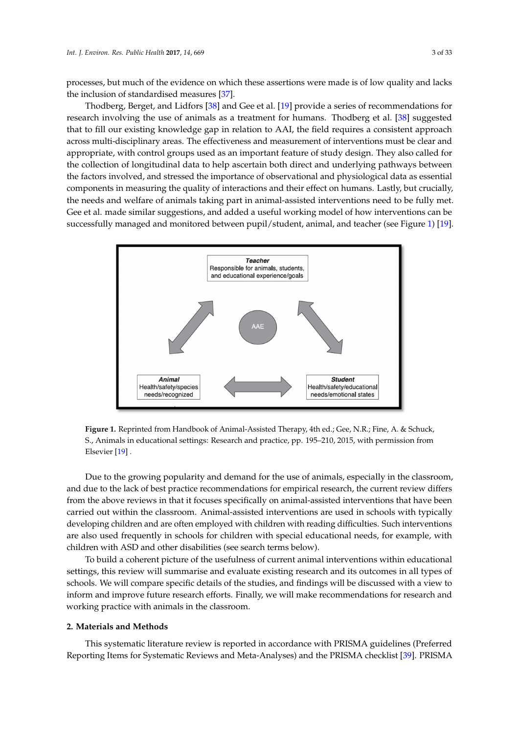processes, but much of the evidence on which these assertions were made is of low quality and lacks the inclusion of standardised measures [37].

Thodberg, Berget, and Lidfors [38] and Gee et al. [19] provide a series of recommendations for research involving the use of animals as a treatment for humans. Thodberg et al. [38] suggested that to fill our existing knowledge gap in relation to AAI, the field requires a consistent approach across multi-disciplinary areas. The effectiveness and measurement of interventions must be clear and appropriate, with control groups used as an important feature of study design. They also called for the collection of longitudinal data to help ascertain both direct and underlying pathways between the factors involved, and stressed the importance of observational and physiological data as essential components in measuring the quality of interactions and their effect on humans. Lastly, but crucially, the needs and welfare of animals taking part in animal-assisted interventions need to be fully met. Gee et al. made similar suggestions, and added a useful working model of how interventions can be successfully managed and monitored between pupil/student, animal, and teacher (see Figure 1) [19].

**Figure 1.** Reprinted from Handbook of Animal-Assisted Therapy, 4th ed.; Gee, N.R.; Fine, A. & Schuck, S., Animals in educational settings: Research and practice, pp. 195–210, 2015, with permission from Elsevier [19] .

Due to the growing popularity and demand for the use of animals, especially in the classroom, and due to the lack of best practice recommendations for empirical research, the current review differs from the above reviews in that it focuses specifically on animal-assisted interventions that have been carried out within the classroom. Animal-assisted interventions are used in schools with typically developing children and are often employed with children with reading difficulties. Such interventions are also used frequently in schools for children with special educational needs, for example, with children with ASD and other disabilities (see search terms below).

To build a coherent picture of the usefulness of current animal interventions within educational settings, this review will summarise and evaluate existing research and its outcomes in all types of schools. We will compare specific details of the studies, and findings will be discussed with a view to inform and improve future research efforts. Finally, we will make recommendations for research and working practice with animals in the classroom.

## 2. Materials and Methods

This systematic literature review is reported in accordance with PRISMA guidelines (Preferred Reporting Items for Systematic Reviews and Meta-Analyses) and the PRISMA checklist [39]. PRISMA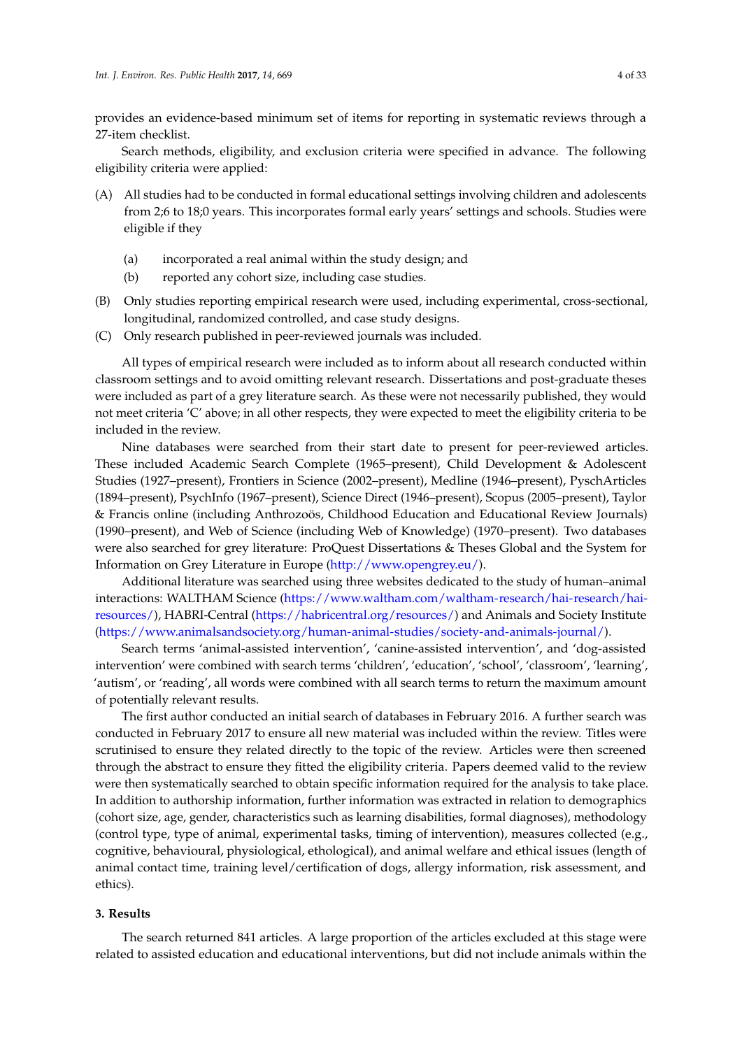provides an evidence-based minimum set of items for reporting in systematic reviews through a 27-item checklist.

Search methods, eligibility, and exclusion criteria were specified in advance. The following eligibility criteria were applied:

(A) All studies had to be conducted in formal educational settings involving children and adolescents from 2;6 to 18;0 years. This incorporates formal early years' settings and schools. Studies were eligible if they

  (a) incorporated a real animal within the study design; and
  (b) reported any cohort size, including case studies.

(B) Only studies reporting empirical research were used, including experimental, cross-sectional, longitudinal, randomized controlled, and case study designs.

(C) Only research published in peer-reviewed journals was included.

All types of empirical research were included as to inform about all research conducted within classroom settings and to avoid omitting relevant research. Dissertations and post-graduate theses were included as part of a grey literature search. As these were not necessarily published, they would not meet criteria 'C' above; in all other respects, they were expected to meet the eligibility criteria to be included in the review.

Nine databases were searched from their start date to present for peer-reviewed articles. These included Academic Search Complete (1965–present), Child Development & Adolescent Studies (1927–present), Frontiers in Science (2002–present), Medline (1946–present), PyschArticles (1894–present), PsychInfo (1967–present), Science Direct (1946–present), Scopus (2005–present), Taylor & Francis online (including Anthrozoös, Childhood Education and Educational Review Journals) (1990–present), and Web of Science (including Web of Knowledge) (1970–present). Two databases were also searched for grey literature: ProQuest Dissertations & Theses Global and the System for Information on Grey Literature in Europe (http://www.opengrey.eu/).

Additional literature was searched using three websites dedicated to the study of human–animal interactions: WALTHAM Science (https://www.waltham.com/waltham-research/hai-research/hai-resources/), HABRI-Central (https://habricentral.org/resources/) and Animals and Society Institute (https://www.animalsandsociety.org/human-animal-studies/society-and-animals-journal/).

Search terms 'animal-assisted intervention', 'canine-assisted intervention', and 'dog-assisted intervention' were combined with search terms 'children', 'education', 'school', 'classroom', 'learning', 'autism', or 'reading', all words were combined with all search terms to return the maximum amount of potentially relevant results.

The first author conducted an initial search of databases in February 2016. A further search was conducted in February 2017 to ensure all new material was included within the review. Titles were scrutinised to ensure they related directly to the topic of the review. Articles were then screened through the abstract to ensure they fitted the eligibility criteria. Papers deemed valid to the review were then systematically searched to obtain specific information required for the analysis to take place. In addition to authorship information, further information was extracted in relation to demographics (cohort size, age, gender, characteristics such as learning disabilities, formal diagnoses), methodology (control type, type of animal, experimental tasks, timing of intervention), measures collected (e.g., cognitive, behavioural, physiological, ethological), and animal welfare and ethical issues (length of animal contact time, training level/certification of dogs, allergy information, risk assessment, and ethics).

## 3. Results

The search returned 841 articles. A large proportion of the articles excluded at this stage were related to assisted education and educational interventions, but did not include animals within the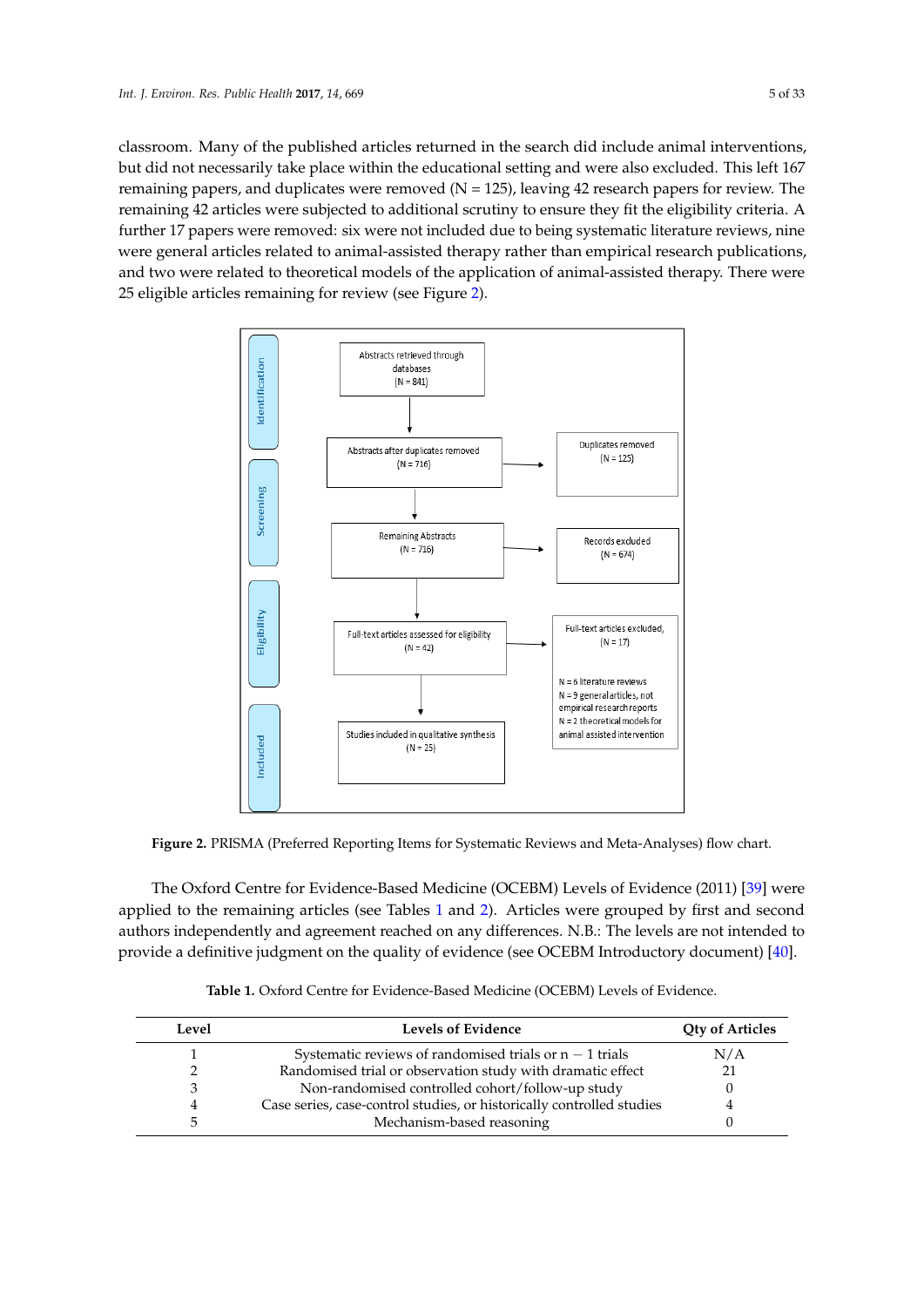classroom. Many of the published articles returned in the search did include animal interventions, but did not necessarily take place within the educational setting and were also excluded. This left 167 remaining papers, and duplicates were removed (N = 125), leaving 42 research papers for review. The remaining 42 articles were subjected to additional scrutiny to ensure they fit the eligibility criteria. A further 17 papers were removed: six were not included due to being systematic literature reviews, nine were general articles related to animal-assisted therapy rather than empirical research publications, and two were related to theoretical models of the application of animal-assisted therapy. There were 25 eligible articles remaining for review (see Figure 2).

Identification

Abstracts retrieved through databases (N = 841)

Abstracts after duplicates removed (N = 716) → Duplicates removed (N = 125)

Screening

Remaining Abstracts (N = 716) → Records excluded (N = 674)

Eligibility

Full-text articles assessed for eligibility (N = 42) → Full-text articles excluded, (N = 17)

N = 6 literature reviews
N = 9 general articles, not empirical research reports
N = 2 theoretical models for animal assisted intervention

Included

Studies included in qualitative synthesis (N = 25)

**Figure 2.** PRISMA (Preferred Reporting Items for Systematic Reviews and Meta-Analyses) flow chart.

The Oxford Centre for Evidence-Based Medicine (OCEBM) Levels of Evidence (2011) [39] were applied to the remaining articles (see Tables 1 and 2). Articles were grouped by first and second authors independently and agreement reached on any differences. N.B.: The levels are not intended to provide a definitive judgment on the quality of evidence (see OCEBM Introductory document) [40].

**Table 1.** Oxford Centre for Evidence-Based Medicine (OCEBM) Levels of Evidence.

| Level | Levels of Evidence | Qty of Articles |
|---|---|---|
| 1 | Systematic reviews of randomised trials or $n - 1$ trials | N/A |
| 2 | Randomised trial or observation study with dramatic effect | 21 |
| 3 | Non-randomised controlled cohort/follow-up study | 0 |
| 4 | Case series, case-control studies, or historically controlled studies | 4 |
| 5 | Mechanism-based reasoning | 0 |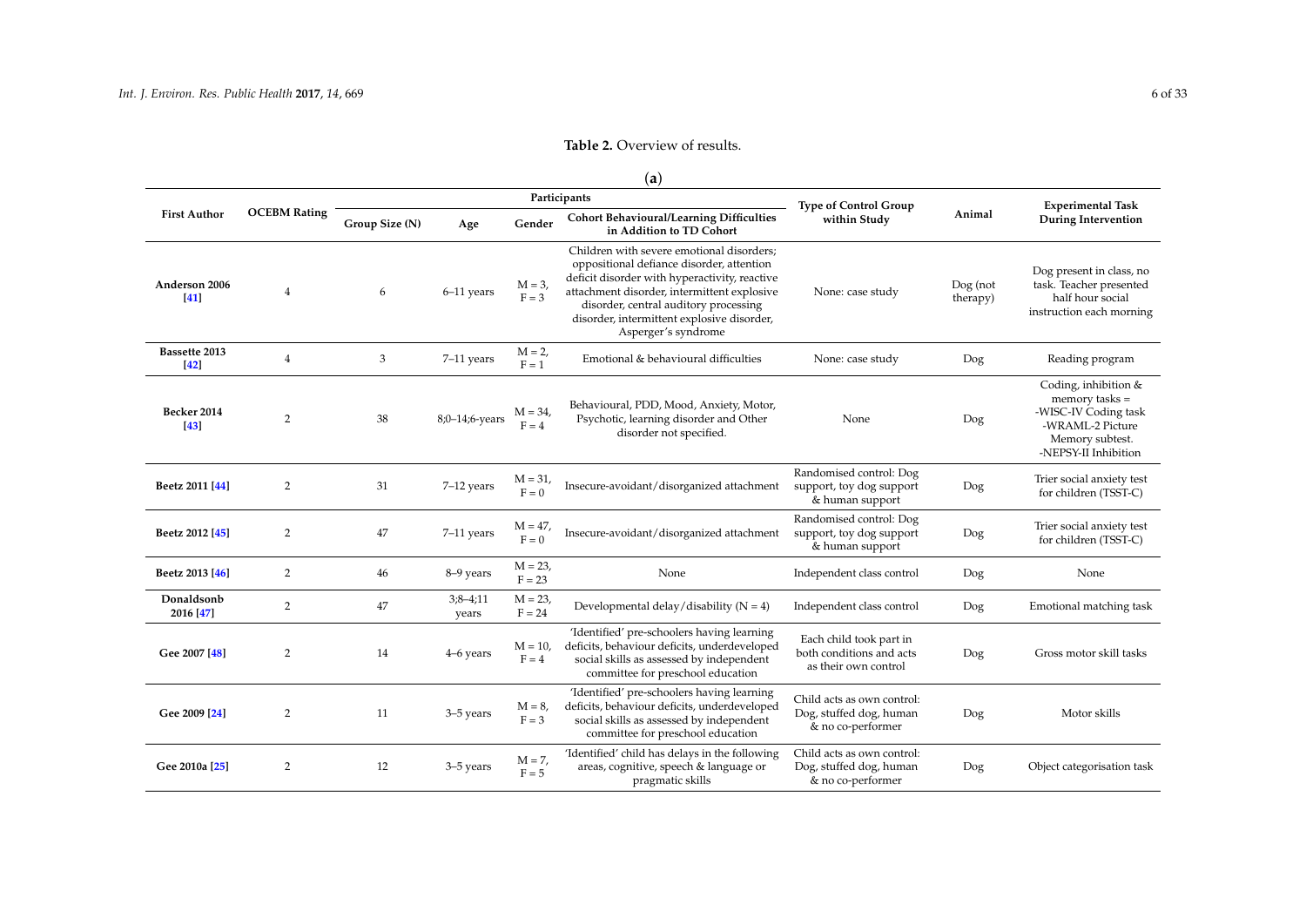**Table 2.** Overview of results.

(**a**)

| First Author | OCEBM Rating | Participants | | | | Type of Control Group within Study | Animal | Experimental Task During Intervention |
|---|---|---|---|---|---|---|---|---|
| | | Group Size (N) | Age | Gender | Cohort Behavioural/Learning Difficulties in Addition to TD Cohort | | | |
| **Anderson 2006 [41]** | 4 | 6 | 6–11 years | M = 3, F = 3 | Children with severe emotional disorders; oppositional defiance disorder, attention deficit disorder with hyperactivity, reactive attachment disorder, intermittent explosive disorder, central auditory processing disorder, intermittent explosive disorder, Asperger's syndrome | None: case study | Dog (not therapy) | Dog present in class, no task. Teacher presented half hour social instruction each morning |
| **Bassette 2013 [42]** | 4 | 3 | 7–11 years | M = 2, F = 1 | Emotional & behavioural difficulties | None: case study | Dog | Reading program |
| **Becker 2014 [43]** | 2 | 38 | 8;0–14;6-years | M = 34, F = 4 | Behavioural, PDD, Mood, Anxiety, Motor, Psychotic, learning disorder and Other disorder not specified. | None | Dog | Coding, inhibition & memory tasks = -WISC-IV Coding task -WRAML-2 Picture Memory subtest. -NEPSY-II Inhibition |
| **Beetz 2011 [44]** | 2 | 31 | 7–12 years | M = 31, F = 0 | Insecure-avoidant/disorganized attachment | Randomised control: Dog support, toy dog support & human support | Dog | Trier social anxiety test for children (TSST-C) |
| **Beetz 2012 [45]** | 2 | 47 | 7–11 years | M = 47, F = 0 | Insecure-avoidant/disorganized attachment | Randomised control: Dog support, toy dog support & human support | Dog | Trier social anxiety test for children (TSST-C) |
| **Beetz 2013 [46]** | 2 | 46 | 8–9 years | M = 23, F = 23 | None | Independent class control | Dog | None |
| **Donaldsonb 2016 [47]** | 2 | 47 | 3;8–4;11 years | M = 23, F = 24 | Developmental delay/disability (N = 4) | Independent class control | Dog | Emotional matching task |
| **Gee 2007 [48]** | 2 | 14 | 4–6 years | M = 10, F = 4 | 'Identified' pre-schoolers having learning deficits, behaviour deficits, underdeveloped social skills as assessed by independent committee for preschool education | Each child took part in both conditions and acts as their own control | Dog | Gross motor skill tasks |
| **Gee 2009 [24]** | 2 | 11 | 3–5 years | M = 8, F = 3 | 'Identified' pre-schoolers having learning deficits, behaviour deficits, underdeveloped social skills as assessed by independent committee for preschool education | Child acts as own control: Dog, stuffed dog, human & no co-performer | Dog | Motor skills |
| **Gee 2010a [25]** | 2 | 12 | 3–5 years | M = 7, F = 5 | 'Identified' child has delays in the following areas, cognitive, speech & language or pragmatic skills | Child acts as own control: Dog, stuffed dog, human & no co-performer | Dog | Object categorisation task |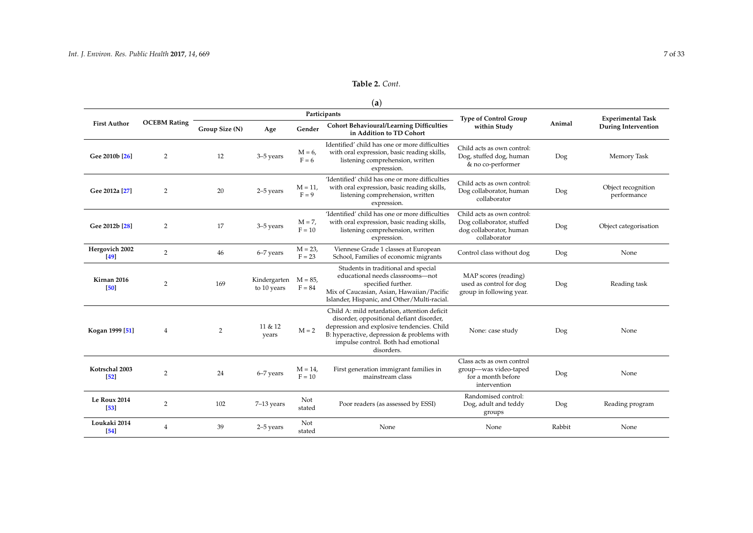**Table 2.** *Cont.*

(**a**)

| First Author | OCEBM Rating | Participants | | | | Type of Control Group within Study | Animal | Experimental Task During Intervention |
|---|---|---|---|---|---|---|---|---|
| | | Group Size (N) | Age | Gender | Cohort Behavioural/Learning Difficulties in Addition to TD Cohort | | | |
| **Gee 2010b [26]** | 2 | 12 | 3–5 years | M = 6, F = 6 | Identified' child has one or more difficulties with oral expression, basic reading skills, listening comprehension, written expression. | Child acts as own control: Dog, stuffed dog, human & no co-performer | Dog | Memory Task |
| **Gee 2012a [27]** | 2 | 20 | 2–5 years | M = 11, F = 9 | 'Identified' child has one or more difficulties with oral expression, basic reading skills, listening comprehension, written expression. | Child acts as own control: Dog collaborator, human collaborator | Dog | Object recognition performance |
| **Gee 2012b [28]** | 2 | 17 | 3–5 years | M = 7, F = 10 | 'Identified' child has one or more difficulties with oral expression, basic reading skills, listening comprehension, written expression. | Child acts as own control: Dog collaborator, stuffed dog collaborator, human collaborator | Dog | Object categorisation |
| **Hergovich 2002 [49]** | 2 | 46 | 6–7 years | M = 23, F = 23 | Viennese Grade 1 classes at European School, Families of economic migrants | Control class without dog | Dog | None |
| **Kirnan 2016 [50]** | 2 | 169 | Kindergarten to 10 years | M = 85, F = 84 | Students in traditional and special educational needs classrooms—not specified further. Mix of Caucasian, Asian, Hawaiian/Pacific Islander, Hispanic, and Other/Multi-racial. | MAP scores (reading) used as control for dog group in following year. | Dog | Reading task |
| **Kogan 1999 [51]** | 4 | 2 | 11 & 12 years | M = 2 | Child A: mild retardation, attention deficit disorder, oppositional defiant disorder, depression and explosive tendencies. Child B: hyperactive, depression & problems with impulse control. Both had emotional disorders. | None: case study | Dog | None |
| **Kotrschal 2003 [52]** | 2 | 24 | 6–7 years | M = 14, F = 10 | First generation immigrant families in mainstream class | Class acts as own control group—was video-taped for a month before intervention | Dog | None |
| **Le Roux 2014 [53]** | 2 | 102 | 7–13 years | Not stated | Poor readers (as assessed by ESSI) | Randomised control: Dog, adult and teddy groups | Dog | Reading program |
| **Loukaki 2014 [54]** | 4 | 39 | 2–5 years | Not stated | None | None | Rabbit | None |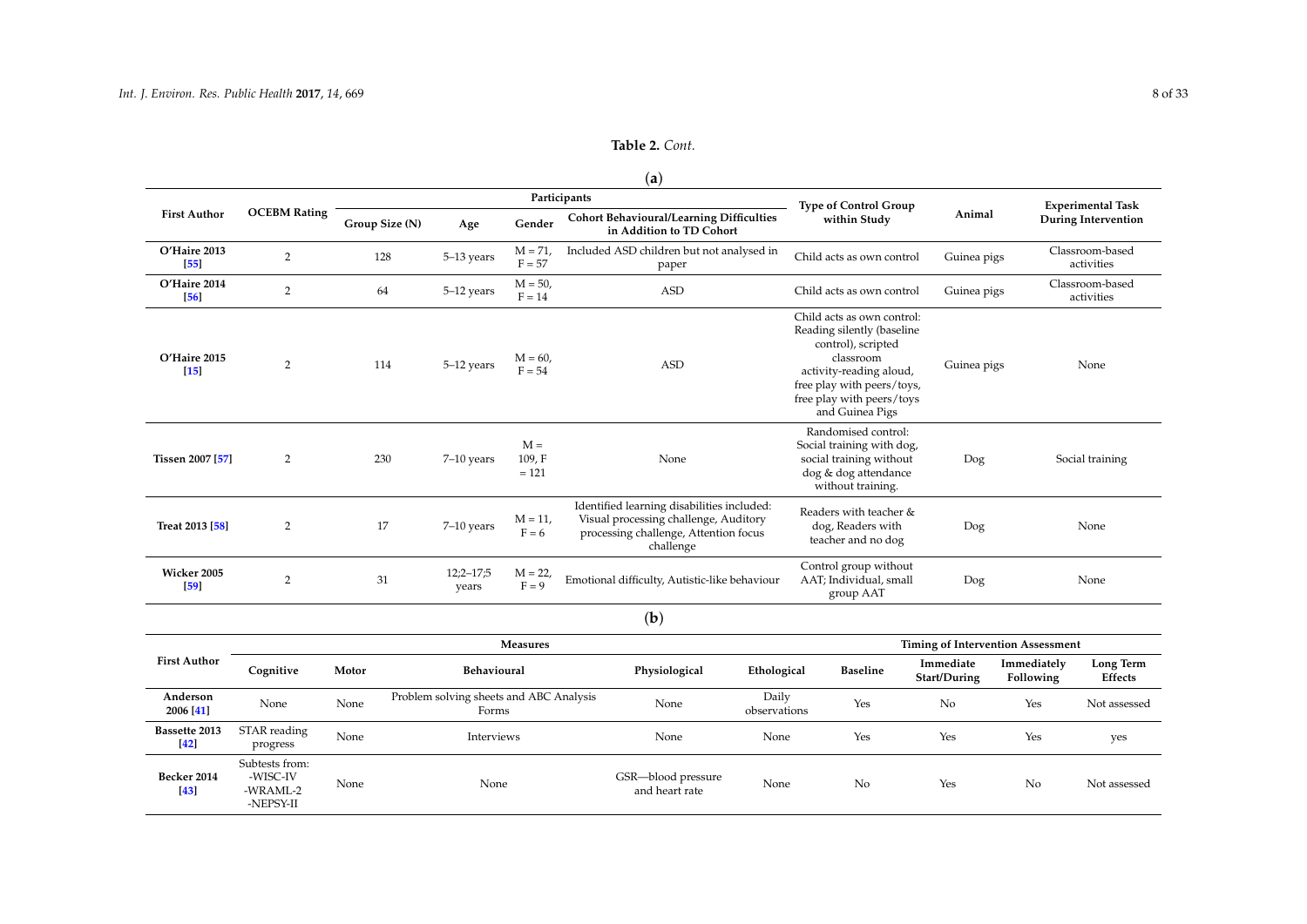**Table 2.** *Cont.*

(**a**)

| First Author | OCEBM Rating | Participants | | | | Type of Control Group within Study | Animal | Experimental Task During Intervention |
|---|---|---|---|---|---|---|---|---|
| | | Group Size (N) | Age | Gender | Cohort Behavioural/Learning Difficulties in Addition to TD Cohort | | | |
| O'Haire 2013 [55] | 2 | 128 | 5–13 years | M = 71, F = 57 | Included ASD children but not analysed in paper | Child acts as own control | Guinea pigs | Classroom-based activities |
| O'Haire 2014 [56] | 2 | 64 | 5–12 years | M = 50, F = 14 | ASD | Child acts as own control | Guinea pigs | Classroom-based activities |
| O'Haire 2015 [15] | 2 | 114 | 5–12 years | M = 60, F = 54 | ASD | Child acts as own control: Reading silently (baseline control), scripted classroom activity-reading aloud, free play with peers/toys, free play with peers/toys and Guinea Pigs | Guinea pigs | None |
| Tissen 2007 [57] | 2 | 230 | 7–10 years | M = 109, F = 121 | None | Randomised control: Social training with dog, social training without dog & dog attendance without training. | Dog | Social training |
| Treat 2013 [58] | 2 | 17 | 7–10 years | M = 11, F = 6 | Identified learning disabilities included: Visual processing challenge, Auditory processing challenge, Attention focus challenge | Readers with teacher & dog, Readers with teacher and no dog | Dog | None |
| Wicker 2005 [59] | 2 | 31 | 12;2–17;5 years | M = 22, F = 9 | Emotional difficulty, Autistic-like behaviour | Control group without AAT; Individual, small group AAT | Dog | None |

(**b**)

| First Author | Measures | | | | | Timing of Intervention Assessment | | | |
|---|---|---|---|---|---|---|---|---|---|
| | Cognitive | Motor | Behavioural | Physiological | Ethological | Baseline | Immediate Start/During | Immediately Following | Long Term Effects |
| Anderson 2006 [41] | None | None | Problem solving sheets and ABC Analysis Forms | None | Daily observations | Yes | No | Yes | Not assessed |
| Bassette 2013 [42] | STAR reading progress | None | Interviews | None | None | Yes | Yes | Yes | yes |
| Becker 2014 [43] | Subtests from: -WISC-IV -WRAML-2 -NEPSY-II | None | None | GSR—blood pressure and heart rate | None | No | Yes | No | Not assessed |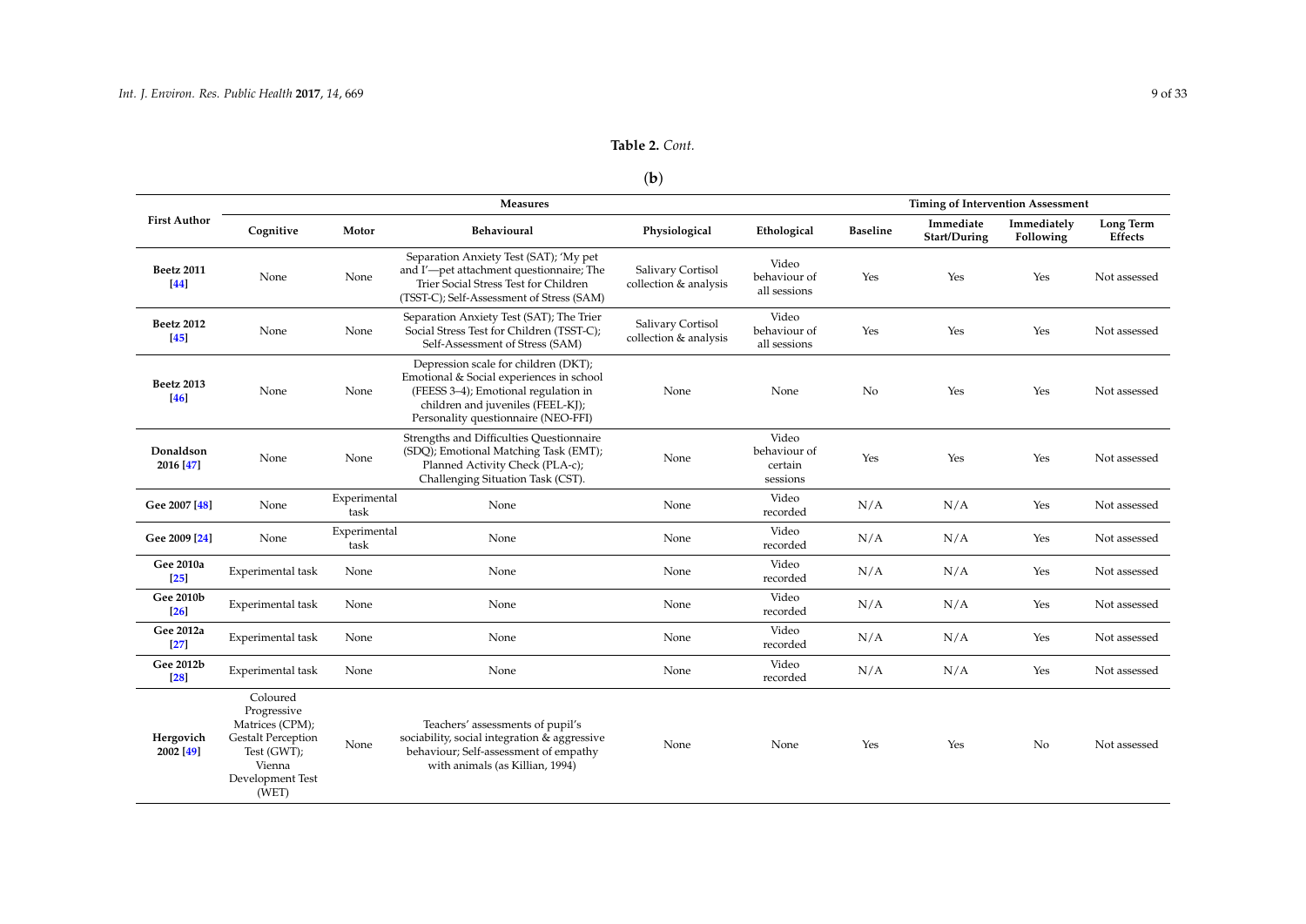**Table 2.** *Cont.*

(**b**)

| First Author | Measures | | | | | Timing of Intervention Assessment | | | |
|---|---|---|---|---|---|---|---|---|---|
| | Cognitive | Motor | Behavioural | Physiological | Ethological | Baseline | Immediate Start/During | Immediately Following | Long Term Effects |
| **Beetz 2011** [44] | None | None | Separation Anxiety Test (SAT); 'My pet and I'—pet attachment questionnaire; The Trier Social Stress Test for Children (TSST-C); Self-Assessment of Stress (SAM) | Salivary Cortisol collection & analysis | Video behaviour of all sessions | Yes | Yes | Yes | Not assessed |
| **Beetz 2012** [45] | None | None | Separation Anxiety Test (SAT); The Trier Social Stress Test for Children (TSST-C); Self-Assessment of Stress (SAM) | Salivary Cortisol collection & analysis | Video behaviour of all sessions | Yes | Yes | Yes | Not assessed |
| **Beetz 2013** [46] | None | None | Depression scale for children (DKT); Emotional & Social experiences in school (FEESS 3–4); Emotional regulation in children and juveniles (FEEL-KJ); Personality questionnaire (NEO-FFI) | None | None | No | Yes | Yes | Not assessed |
| **Donaldson 2016** [47] | None | None | Strengths and Difficulties Questionnaire (SDQ); Emotional Matching Task (EMT); Planned Activity Check (PLA-c); Challenging Situation Task (CST). | None | Video behaviour of certain sessions | Yes | Yes | Yes | Not assessed |
| **Gee 2007** [48] | None | Experimental task | None | None | Video recorded | N/A | N/A | Yes | Not assessed |
| **Gee 2009** [24] | None | Experimental task | None | None | Video recorded | N/A | N/A | Yes | Not assessed |
| **Gee 2010a** [25] | Experimental task | None | None | None | Video recorded | N/A | N/A | Yes | Not assessed |
| **Gee 2010b** [26] | Experimental task | None | None | None | Video recorded | N/A | N/A | Yes | Not assessed |
| **Gee 2012a** [27] | Experimental task | None | None | None | Video recorded | N/A | N/A | Yes | Not assessed |
| **Gee 2012b** [28] | Experimental task | None | None | None | Video recorded | N/A | N/A | Yes | Not assessed |
| **Hergovich 2002** [49] | Coloured Progressive Matrices (CPM); Gestalt Perception Test (GWT); Vienna Development Test (WET) | None | Teachers' assessments of pupil's sociability, social integration & aggressive behaviour; Self-assessment of empathy with animals (as Killian, 1994) | None | None | Yes | Yes | No | Not assessed |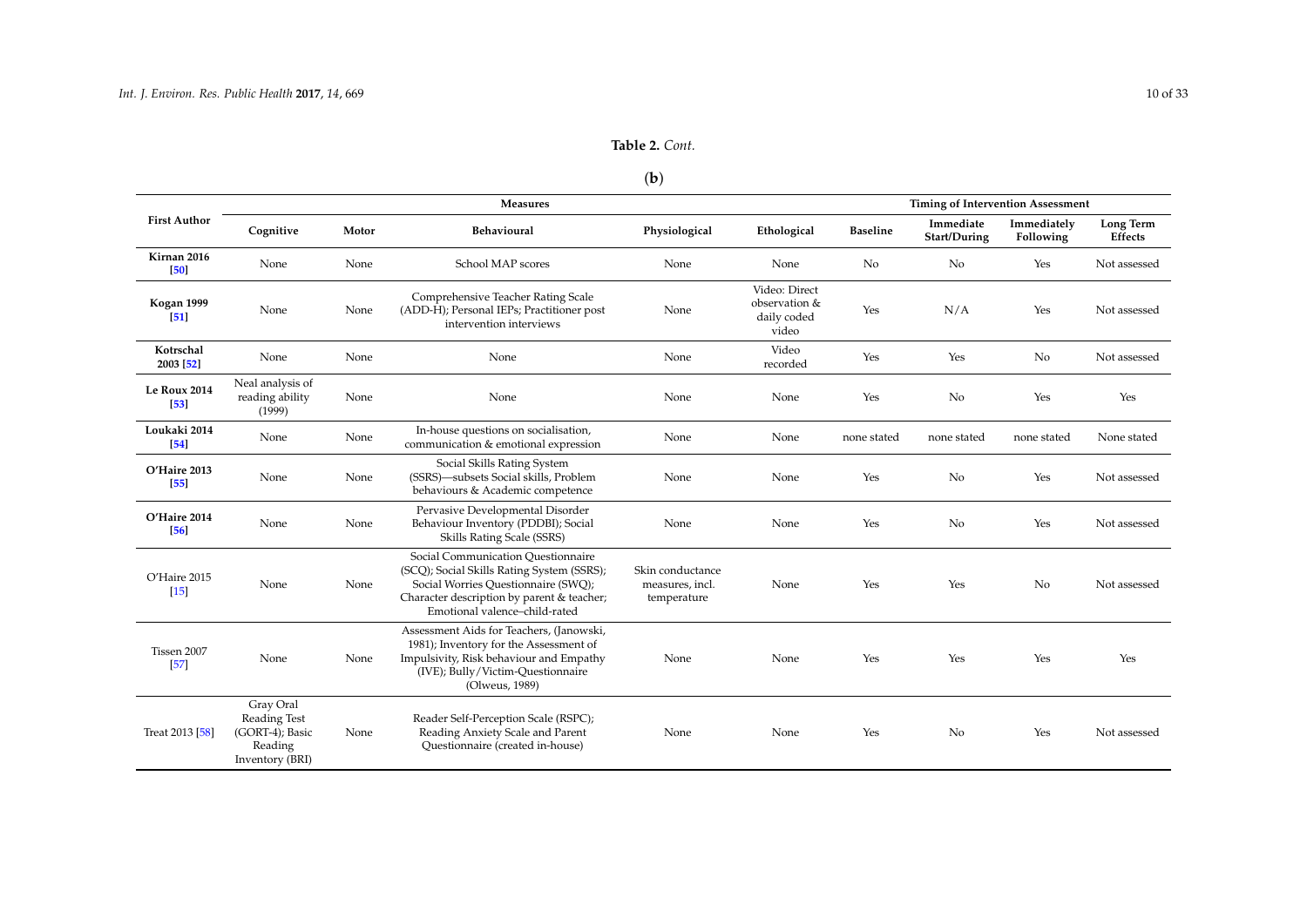**Table 2.** *Cont.*

(**b**)

| First Author | Measures | | | | | Timing of Intervention Assessment | | | |
|---|---|---|---|---|---|---|---|---|---|
| | Cognitive | Motor | Behavioural | Physiological | Ethological | Baseline | Immediate Start/During | Immediately Following | Long Term Effects |
| **Kirnan 2016** [50] | None | None | School MAP scores | None | None | No | No | Yes | Not assessed |
| **Kogan 1999** [51] | None | None | Comprehensive Teacher Rating Scale (ADD-H); Personal IEPs; Practitioner post intervention interviews | None | Video: Direct observation & daily coded video | Yes | N/A | Yes | Not assessed |
| **Kotrschal 2003** [52] | None | None | None | None | Video recorded | Yes | Yes | No | Not assessed |
| **Le Roux 2014** [53] | Neal analysis of reading ability (1999) | None | None | None | None | Yes | No | Yes | Yes |
| **Loukaki 2014** [54] | None | None | In-house questions on socialisation, communication & emotional expression | None | None | none stated | none stated | none stated | None stated |
| **O'Haire 2013** [55] | None | None | Social Skills Rating System (SSRS)—subsets Social skills, Problem behaviours & Academic competence | None | None | Yes | No | Yes | Not assessed |
| **O'Haire 2014** [56] | None | None | Pervasive Developmental Disorder Behaviour Inventory (PDDBI); Social Skills Rating Scale (SSRS) | None | None | Yes | No | Yes | Not assessed |
| O'Haire 2015 [15] | None | None | Social Communication Questionnaire (SCQ); Social Skills Rating System (SSRS); Social Worries Questionnaire (SWQ); Character description by parent & teacher; Emotional valence–child-rated | Skin conductance measures, incl. temperature | None | Yes | Yes | No | Not assessed |
| Tissen 2007 [57] | None | None | Assessment Aids for Teachers, (Janowski, 1981); Inventory for the Assessment of Impulsivity, Risk behaviour and Empathy (IVE); Bully/Victim-Questionnaire (Olweus, 1989) | None | None | Yes | Yes | Yes | Yes |
| Treat 2013 [58] | Gray Oral Reading Test (GORT-4); Basic Reading Inventory (BRI) | None | Reader Self-Perception Scale (RSPC); Reading Anxiety Scale and Parent Questionnaire (created in-house) | None | None | Yes | No | Yes | Not assessed |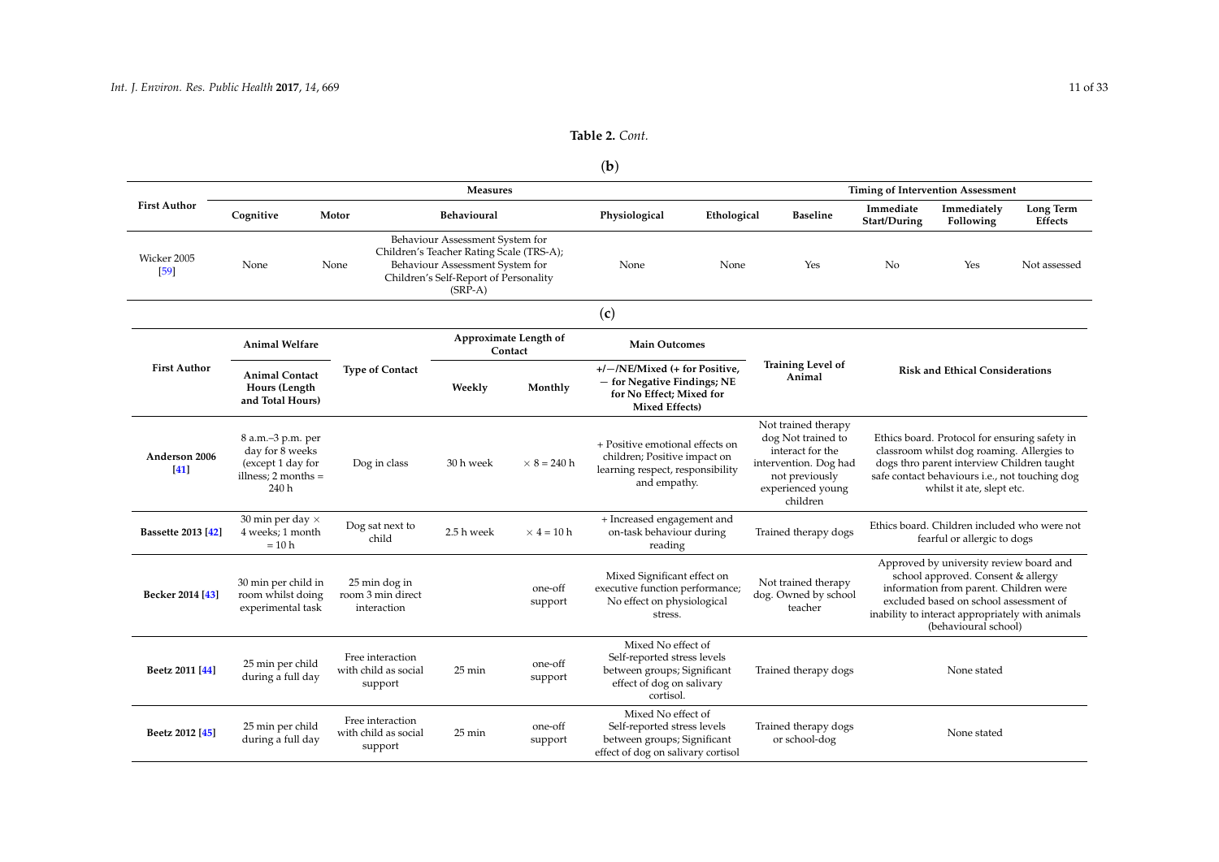**Table 2.** *Cont.*

(**b**)

| First Author | Measures | | | | | Timing of Intervention Assessment | | | |
|---|---|---|---|---|---|---|---|---|---|
| | Cognitive | Motor | Behavioural | Physiological | Ethological | Baseline | Immediate Start/During | Immediately Following | Long Term Effects |
| Wicker 2005 [59] | None | None | Behaviour Assessment System for Children's Teacher Rating Scale (TRS-A); Behaviour Assessment System for Children's Self-Report of Personality (SRP-A) | None | None | Yes | No | Yes | Not assessed |

(**c**)

| First Author | Animal Welfare | Type of Contact | Approximate Length of Contact | | Main Outcomes | Training Level of Animal | Risk and Ethical Considerations |
|---|---|---|---|---|---|---|---|
| | Animal Contact Hours (Length and Total Hours) | | Weekly | Monthly | +/−/NE/Mixed (+ for Positive, − for Negative Findings; NE for No Effect; Mixed for Mixed Effects) | | |
| **Anderson 2006 [41]** | 8 a.m.–3 p.m. per day for 8 weeks (except 1 day for illness; 2 months = 240 h | Dog in class | 30 h week | × 8 = 240 h | + Positive emotional effects on children; Positive impact on learning respect, responsibility and empathy. | Not trained therapy dog Not trained to interact for the intervention. Dog had not previously experienced young children | Ethics board. Protocol for ensuring safety in classroom whilst dog roaming. Allergies to dogs thro parent interview Children taught safe contact behaviours i.e., not touching dog whilst it ate, slept etc. |
| **Bassette 2013 [42]** | 30 min per day × 4 weeks; 1 month = 10 h | Dog sat next to child | 2.5 h week | × 4 = 10 h | + Increased engagement and on-task behaviour during reading | Trained therapy dogs | Ethics board. Children included who were not fearful or allergic to dogs |
| **Becker 2014 [43]** | 30 min per child in room whilst doing experimental task | 25 min dog in room 3 min direct interaction | | one-off support | Mixed Significant effect on executive function performance; No effect on physiological stress. | Not trained therapy dog. Owned by school teacher | Approved by university review board and school approved. Consent & allergy information from parent. Children were excluded based on school assessment of inability to interact appropriately with animals (behavioural school) |
| **Beetz 2011 [44]** | 25 min per child during a full day | Free interaction with child as social support | 25 min | one-off support | Mixed No effect of Self-reported stress levels between groups; Significant effect of dog on salivary cortisol. | Trained therapy dogs | None stated |
| **Beetz 2012 [45]** | 25 min per child during a full day | Free interaction with child as social support | 25 min | one-off support | Mixed No effect of Self-reported stress levels between groups; Significant effect of dog on salivary cortisol | Trained therapy dogs or school-dog | None stated |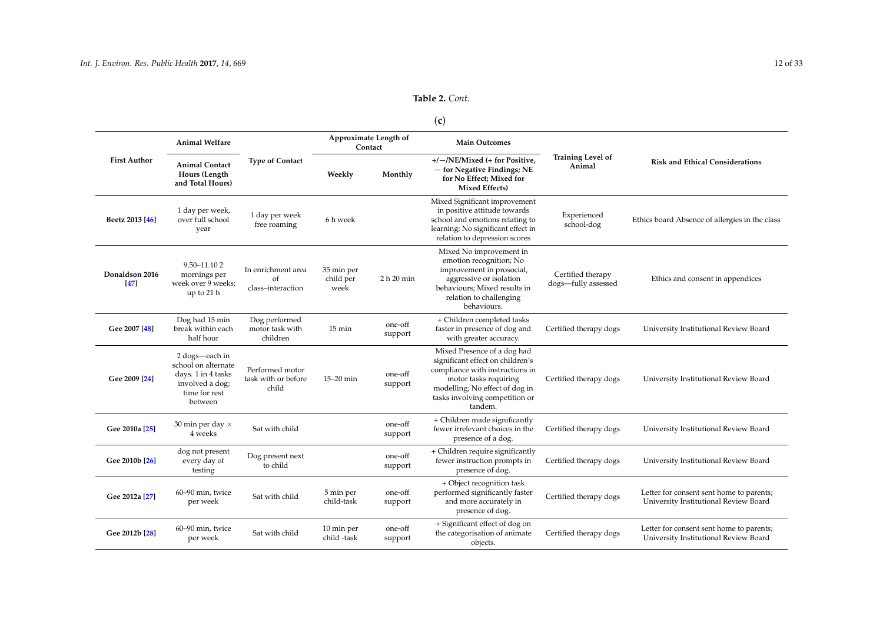**Table 2.** *Cont.*

(**c**)

| First Author | Animal Welfare | Type of Contact | Approximate Length of Contact | | Main Outcomes | Training Level of Animal | Risk and Ethical Considerations |
|---|---|---|---|---|---|---|---|
| | Animal Contact Hours (Length and Total Hours) | | Weekly | Monthly | +/−/NE/Mixed (+ for Positive, − for Negative Findings; NE for No Effect; Mixed for Mixed Effects) | | |
| **Beetz 2013 [46]** | 1 day per week, over full school year | 1 day per week free roaming | 6 h week | | Mixed Significant improvement in positive attitude towards school and emotions relating to learning; No significant effect in relation to depression scores | Experienced school-dog | Ethics board Absence of allergies in the class |
| **Donaldson 2016 [47]** | 9.50–11.10 2 mornings per week over 9 weeks; up to 21 h | In enrichment area of class–interaction | 35 min per child per week | 2 h 20 min | Mixed No improvement in emotion recognition; No improvement in prosocial, aggressive or isolation behaviours; Mixed results in relation to challenging behaviours. | Certified therapy dogs—fully assessed | Ethics and consent in appendices |
| **Gee 2007 [48]** | Dog had 15 min break within each half hour | Dog performed motor task with children | 15 min | one-off support | + Children completed tasks faster in presence of dog and with greater accuracy. | Certified therapy dogs | University Institutional Review Board |
| **Gee 2009 [24]** | 2 dogs—each in school on alternate days. 1 in 4 tasks involved a dog; time for rest between | Performed motor task with or before child | 15–20 min | one-off support | Mixed Presence of a dog had significant effect on children's compliance with instructions in motor tasks requiring modelling; No effect of dog in tasks involving competition or tandem. | Certified therapy dogs | University Institutional Review Board |
| **Gee 2010a [25]** | 30 min per day × 4 weeks | Sat with child | | one-off support | + Children made significantly fewer irrelevant choices in the presence of a dog. | Certified therapy dogs | University Institutional Review Board |
| **Gee 2010b [26]** | dog not present every day of testing | Dog present next to child | | one-off support | + Children require significantly fewer instruction prompts in presence of dog. | Certified therapy dogs | University Institutional Review Board |
| **Gee 2012a [27]** | 60–90 min, twice per week | Sat with child | 5 min per child-task | one-off support | + Object recognition task performed significantly faster and more accurately in presence of dog. | Certified therapy dogs | Letter for consent sent home to parents; University Institutional Review Board |
| **Gee 2012b [28]** | 60–90 min, twice per week | Sat with child | 10 min per child -task | one-off support | + Significant effect of dog on the categorisation of animate objects. | Certified therapy dogs | Letter for consent sent home to parents; University Institutional Review Board |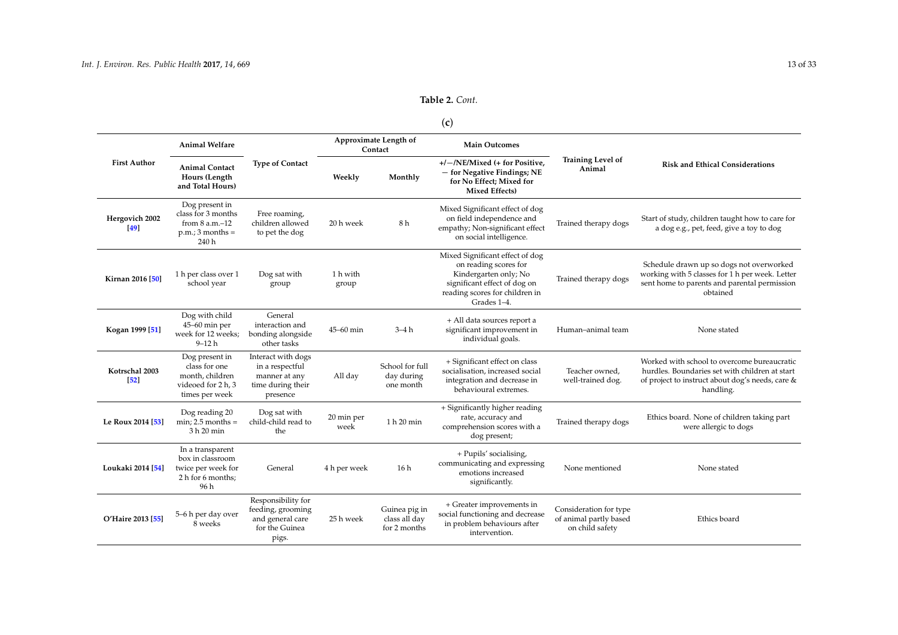**Table 2.** *Cont.*

(**c**)

| First Author | Animal Welfare | Type of Contact | Approximate Length of Contact | | Main Outcomes | Training Level of Animal | Risk and Ethical Considerations |
|---|---|---|---|---|---|---|---|
| | **Animal Contact Hours (Length and Total Hours)** | | **Weekly** | **Monthly** | **+/−/NE/Mixed (+ for Positive, − for Negative Findings; NE for No Effect; Mixed for Mixed Effects)** | | |
| **Hergovich 2002 [49]** | Dog present in class for 3 months from 8 a.m.–12 p.m.; 3 months = 240 h | Free roaming, children allowed to pet the dog | 20 h week | 8 h | Mixed Significant effect of dog on field independence and empathy; Non-significant effect on social intelligence. | Trained therapy dogs | Start of study, children taught how to care for a dog e.g., pet, feed, give a toy to dog |
| **Kirnan 2016 [50]** | 1 h per class over 1 school year | Dog sat with group | 1 h with group | | Mixed Significant effect of dog on reading scores for Kindergarten only; No significant effect of dog on reading scores for children in Grades 1–4. | Trained therapy dogs | Schedule drawn up so dogs not overworked working with 5 classes for 1 h per week. Letter sent home to parents and parental permission obtained |
| **Kogan 1999 [51]** | Dog with child 45–60 min per week for 12 weeks; 9–12 h | General interaction and bonding alongside other tasks | 45–60 min | 3–4 h | + All data sources report a significant improvement in individual goals. | Human–animal team | None stated |
| **Kotrschal 2003 [52]** | Dog present in class for one month, children videoed for 2 h, 3 times per week | Interact with dogs in a respectful manner at any time during their presence | All day | School for full day during one month | + Significant effect on class socialisation, increased social integration and decrease in behavioural extremes. | Teacher owned, well-trained dog. | Worked with school to overcome bureaucratic hurdles. Boundaries set with children at start of project to instruct about dog's needs, care & handling. |
| **Le Roux 2014 [53]** | Dog reading 20 min; 2.5 months = 3 h 20 min | Dog sat with child-child read to the | 20 min per week | 1 h 20 min | + Significantly higher reading rate, accuracy and comprehension scores with a dog present; | Trained therapy dogs | Ethics board. None of children taking part were allergic to dogs |
| **Loukaki 2014 [54]** | In a transparent box in classroom twice per week for 2 h for 6 months; 96 h | General | 4 h per week | 16 h | + Pupils' socialising, communicating and expressing emotions increased significantly. | None mentioned | None stated |
| **O'Haire 2013 [55]** | 5–6 h per day over 8 weeks | Responsibility for feeding, grooming and general care for the Guinea pigs. | 25 h week | Guinea pig in class all day for 2 months | + Greater improvements in social functioning and decrease in problem behaviours after intervention. | Consideration for type of animal partly based on child safety | Ethics board |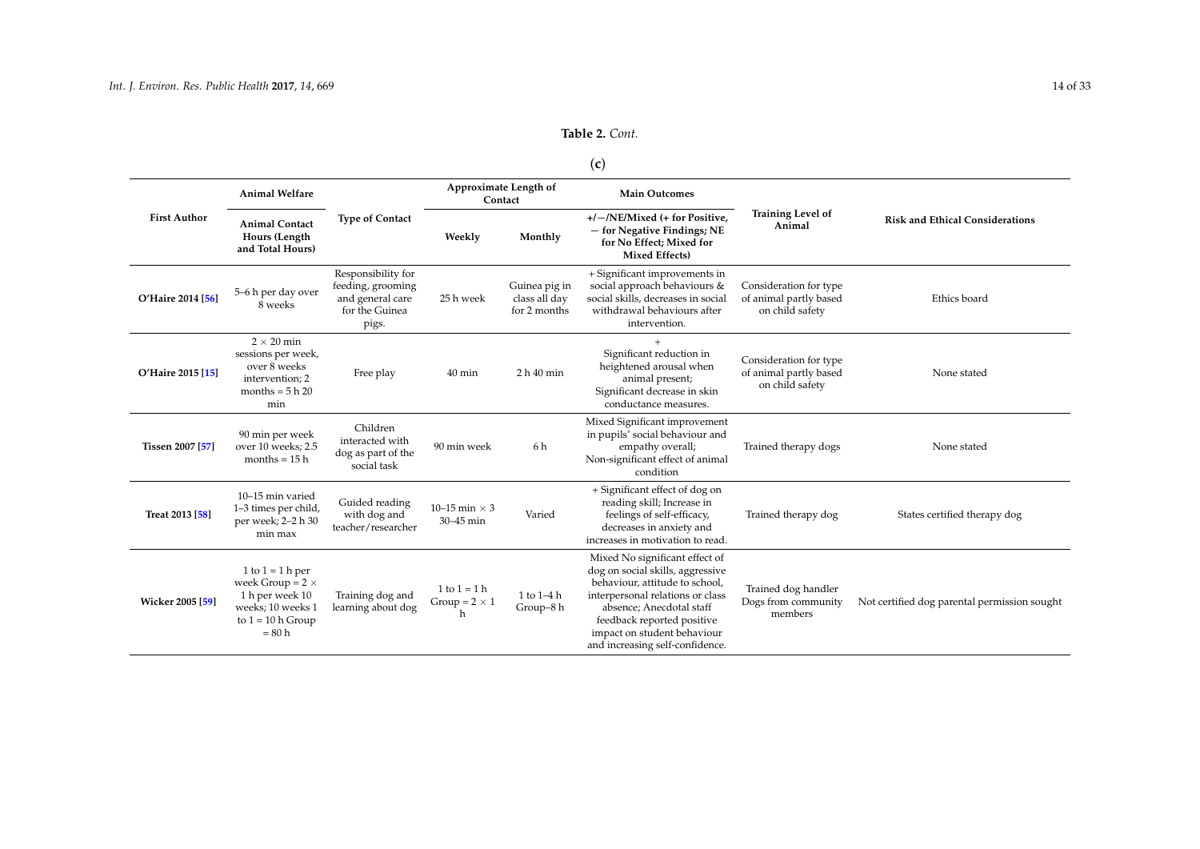**Table 2.** *Cont.*

(**c**)

| First Author | Animal Welfare | Type of Contact | Approximate Length of Contact | | Main Outcomes | Training Level of Animal | Risk and Ethical Considerations |
|---|---|---|---|---|---|---|---|
| | Animal Contact Hours (Length and Total Hours) | | Weekly | Monthly | +/−/NE/Mixed (+ for Positive, − for Negative Findings; NE for No Effect; Mixed for Mixed Effects) | | |
| **O'Haire 2014 [56]** | 5–6 h per day over 8 weeks | Responsibility for feeding, grooming and general care for the Guinea pigs. | 25 h week | Guinea pig in class all day for 2 months | + Significant improvements in social approach behaviours & social skills, decreases in social withdrawal behaviours after intervention. | Consideration for type of animal partly based on child safety | Ethics board |
| **O'Haire 2015 [15]** | 2 × 20 min sessions per week, over 8 weeks intervention; 2 months = 5 h 20 min | Free play | 40 min | 2 h 40 min | + Significant reduction in heightened arousal when animal present; Significant decrease in skin conductance measures. | Consideration for type of animal partly based on child safety | None stated |
| **Tissen 2007 [57]** | 90 min per week over 10 weeks; 2.5 months = 15 h | Children interacted with dog as part of the social task | 90 min week | 6 h | Mixed Significant improvement in pupils' social behaviour and empathy overall; Non-significant effect of animal condition | Trained therapy dogs | None stated |
| **Treat 2013 [58]** | 10–15 min varied 1–3 times per child, per week; 2–2 h 30 min max | Guided reading with dog and teacher/researcher | 10–15 min × 3 30–45 min | Varied | + Significant effect of dog on reading skill; Increase in feelings of self-efficacy, decreases in anxiety and increases in motivation to read. | Trained therapy dog | States certified therapy dog |
| **Wicker 2005 [59]** | 1 to 1 = 1 h per week Group = 2 × 1 h per week 10 weeks; 10 weeks 1 to 1 = 10 h Group = 80 h | Training dog and learning about dog | 1 to 1 = 1 h Group = 2 × 1 h | 1 to 1–4 h Group–8 h | Mixed No significant effect of dog on social skills, aggressive behaviour, attitude to school, interpersonal relations or class absence; Anecdotal staff feedback reported positive impact on student behaviour and increasing self-confidence. | Trained dog handler Dogs from community members | Not certified dog parental permission sought |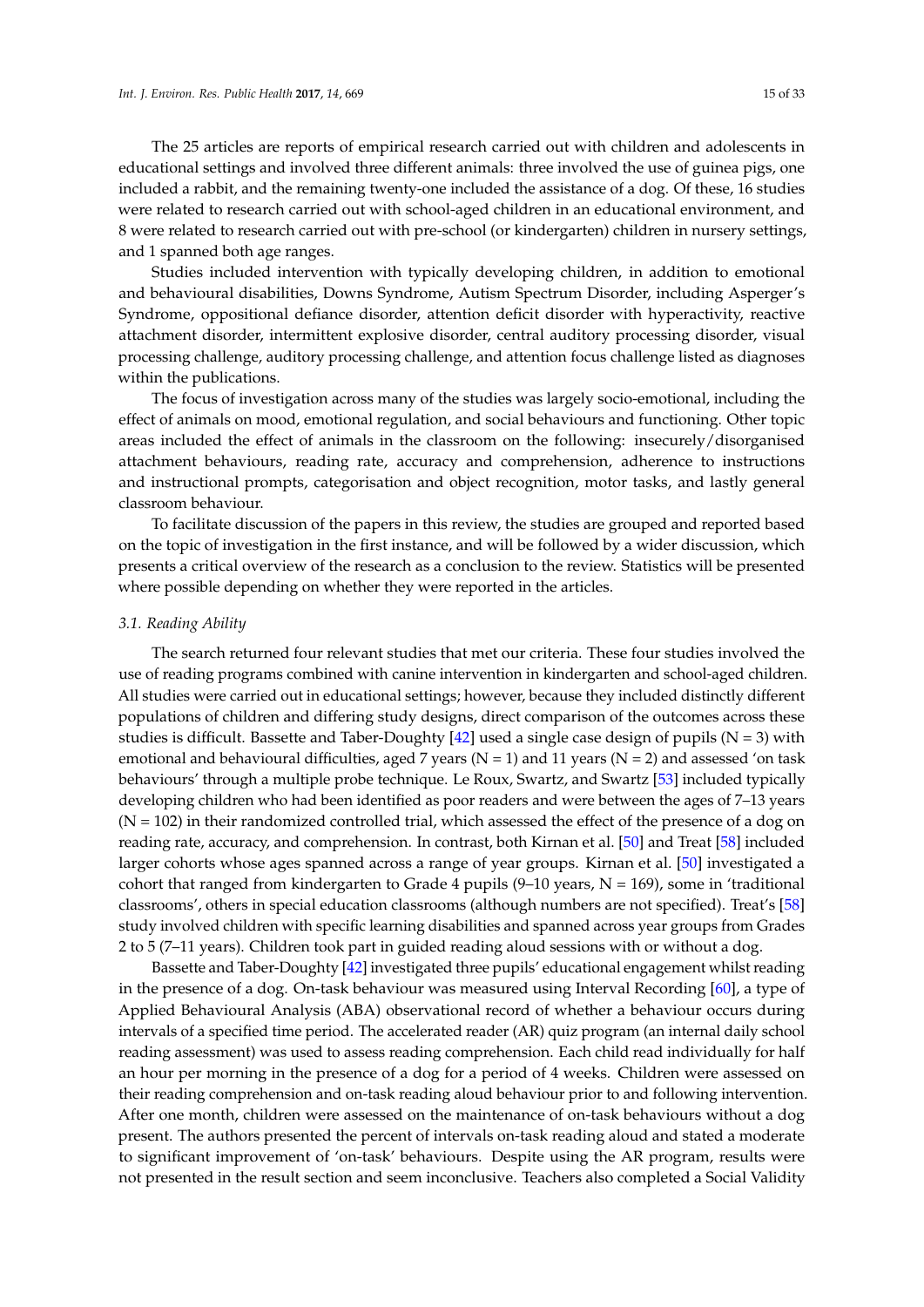The 25 articles are reports of empirical research carried out with children and adolescents in educational settings and involved three different animals: three involved the use of guinea pigs, one included a rabbit, and the remaining twenty-one included the assistance of a dog. Of these, 16 studies were related to research carried out with school-aged children in an educational environment, and 8 were related to research carried out with pre-school (or kindergarten) children in nursery settings, and 1 spanned both age ranges.

Studies included intervention with typically developing children, in addition to emotional and behavioural disabilities, Downs Syndrome, Autism Spectrum Disorder, including Asperger's Syndrome, oppositional defiance disorder, attention deficit disorder with hyperactivity, reactive attachment disorder, intermittent explosive disorder, central auditory processing disorder, visual processing challenge, auditory processing challenge, and attention focus challenge listed as diagnoses within the publications.

The focus of investigation across many of the studies was largely socio-emotional, including the effect of animals on mood, emotional regulation, and social behaviours and functioning. Other topic areas included the effect of animals in the classroom on the following: insecurely/disorganised attachment behaviours, reading rate, accuracy and comprehension, adherence to instructions and instructional prompts, categorisation and object recognition, motor tasks, and lastly general classroom behaviour.

To facilitate discussion of the papers in this review, the studies are grouped and reported based on the topic of investigation in the first instance, and will be followed by a wider discussion, which presents a critical overview of the research as a conclusion to the review. Statistics will be presented where possible depending on whether they were reported in the articles.

### 3.1. Reading Ability

The search returned four relevant studies that met our criteria. These four studies involved the use of reading programs combined with canine intervention in kindergarten and school-aged children. All studies were carried out in educational settings; however, because they included distinctly different populations of children and differing study designs, direct comparison of the outcomes across these studies is difficult. Bassette and Taber-Doughty [42] used a single case design of pupils (N = 3) with emotional and behavioural difficulties, aged 7 years (N = 1) and 11 years (N = 2) and assessed 'on task behaviours' through a multiple probe technique. Le Roux, Swartz, and Swartz [53] included typically developing children who had been identified as poor readers and were between the ages of 7–13 years (N = 102) in their randomized controlled trial, which assessed the effect of the presence of a dog on reading rate, accuracy, and comprehension. In contrast, both Kirnan et al. [50] and Treat [58] included larger cohorts whose ages spanned across a range of year groups. Kirnan et al. [50] investigated a cohort that ranged from kindergarten to Grade 4 pupils (9–10 years, N = 169), some in 'traditional classrooms', others in special education classrooms (although numbers are not specified). Treat's [58] study involved children with specific learning disabilities and spanned across year groups from Grades 2 to 5 (7–11 years). Children took part in guided reading aloud sessions with or without a dog.

Bassette and Taber-Doughty [42] investigated three pupils' educational engagement whilst reading in the presence of a dog. On-task behaviour was measured using Interval Recording [60], a type of Applied Behavioural Analysis (ABA) observational record of whether a behaviour occurs during intervals of a specified time period. The accelerated reader (AR) quiz program (an internal daily school reading assessment) was used to assess reading comprehension. Each child read individually for half an hour per morning in the presence of a dog for a period of 4 weeks. Children were assessed on their reading comprehension and on-task reading aloud behaviour prior to and following intervention. After one month, children were assessed on the maintenance of on-task behaviours without a dog present. The authors presented the percent of intervals on-task reading aloud and stated a moderate to significant improvement of 'on-task' behaviours. Despite using the AR program, results were not presented in the result section and seem inconclusive. Teachers also completed a Social Validity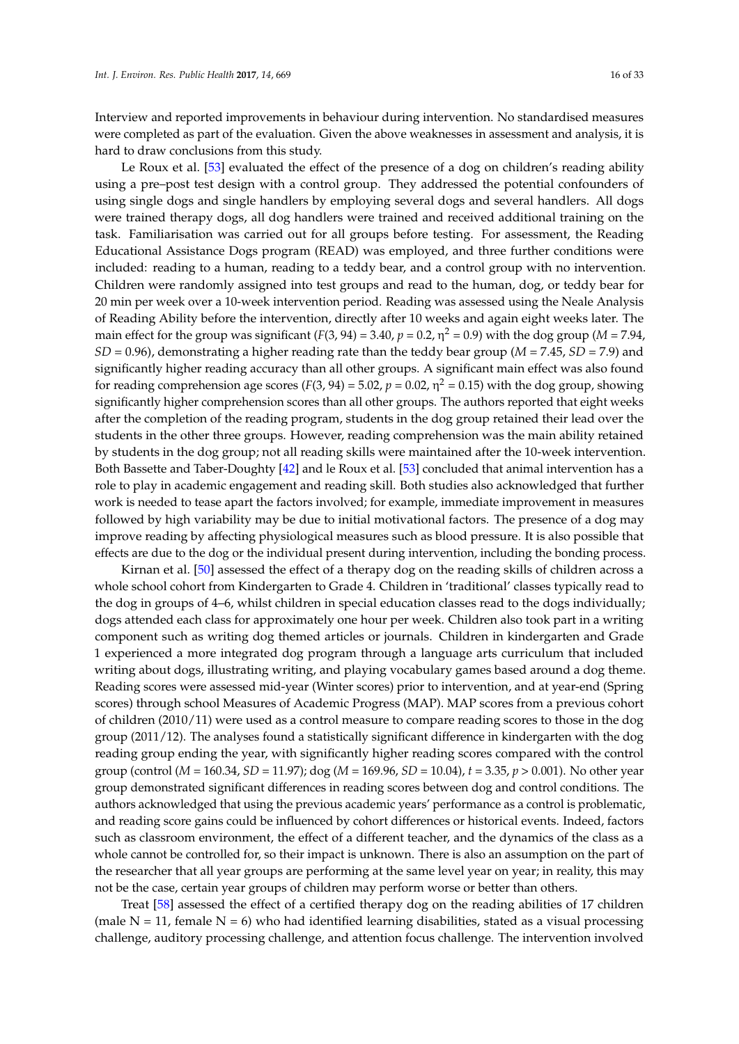Interview and reported improvements in behaviour during intervention. No standardised measures were completed as part of the evaluation. Given the above weaknesses in assessment and analysis, it is hard to draw conclusions from this study.

Le Roux et al. [53] evaluated the effect of the presence of a dog on children's reading ability using a pre–post test design with a control group. They addressed the potential confounders of using single dogs and single handlers by employing several dogs and several handlers. All dogs were trained therapy dogs, all dog handlers were trained and received additional training on the task. Familiarisation was carried out for all groups before testing. For assessment, the Reading Educational Assistance Dogs program (READ) was employed, and three further conditions were included: reading to a human, reading to a teddy bear, and a control group with no intervention. Children were randomly assigned into test groups and read to the human, dog, or teddy bear for 20 min per week over a 10-week intervention period. Reading was assessed using the Neale Analysis of Reading Ability before the intervention, directly after 10 weeks and again eight weeks later. The main effect for the group was significant ($F(3, 94) = 3.40$, $p = 0.2$, $\eta^2 = 0.9$) with the dog group ($M = 7.94$, $SD = 0.96$), demonstrating a higher reading rate than the teddy bear group ($M = 7.45$, $SD = 7.9$) and significantly higher reading accuracy than all other groups. A significant main effect was also found for reading comprehension age scores ($F(3, 94) = 5.02$, $p = 0.02$, $\eta^2 = 0.15$) with the dog group, showing significantly higher comprehension scores than all other groups. The authors reported that eight weeks after the completion of the reading program, students in the dog group retained their lead over the students in the other three groups. However, reading comprehension was the main ability retained by students in the dog group; not all reading skills were maintained after the 10-week intervention. Both Bassette and Taber-Doughty [42] and le Roux et al. [53] concluded that animal intervention has a role to play in academic engagement and reading skill. Both studies also acknowledged that further work is needed to tease apart the factors involved; for example, immediate improvement in measures followed by high variability may be due to initial motivational factors. The presence of a dog may improve reading by affecting physiological measures such as blood pressure. It is also possible that effects are due to the dog or the individual present during intervention, including the bonding process.

Kirnan et al. [50] assessed the effect of a therapy dog on the reading skills of children across a whole school cohort from Kindergarten to Grade 4. Children in 'traditional' classes typically read to the dog in groups of 4–6, whilst children in special education classes read to the dogs individually; dogs attended each class for approximately one hour per week. Children also took part in a writing component such as writing dog themed articles or journals. Children in kindergarten and Grade 1 experienced a more integrated dog program through a language arts curriculum that included writing about dogs, illustrating writing, and playing vocabulary games based around a dog theme. Reading scores were assessed mid-year (Winter scores) prior to intervention, and at year-end (Spring scores) through school Measures of Academic Progress (MAP). MAP scores from a previous cohort of children (2010/11) were used as a control measure to compare reading scores to those in the dog group (2011/12). The analyses found a statistically significant difference in kindergarten with the dog reading group ending the year, with significantly higher reading scores compared with the control group (control ($M = 160.34$, $SD = 11.97$); dog ($M = 169.96$, $SD = 10.04$), $t = 3.35$, $p > 0.001$). No other year group demonstrated significant differences in reading scores between dog and control conditions. The authors acknowledged that using the previous academic years' performance as a control is problematic, and reading score gains could be influenced by cohort differences or historical events. Indeed, factors such as classroom environment, the effect of a different teacher, and the dynamics of the class as a whole cannot be controlled for, so their impact is unknown. There is also an assumption on the part of the researcher that all year groups are performing at the same level year on year; in reality, this may not be the case, certain year groups of children may perform worse or better than others.

Treat [58] assessed the effect of a certified therapy dog on the reading abilities of 17 children (male N = 11, female N = 6) who had identified learning disabilities, stated as a visual processing challenge, auditory processing challenge, and attention focus challenge. The intervention involved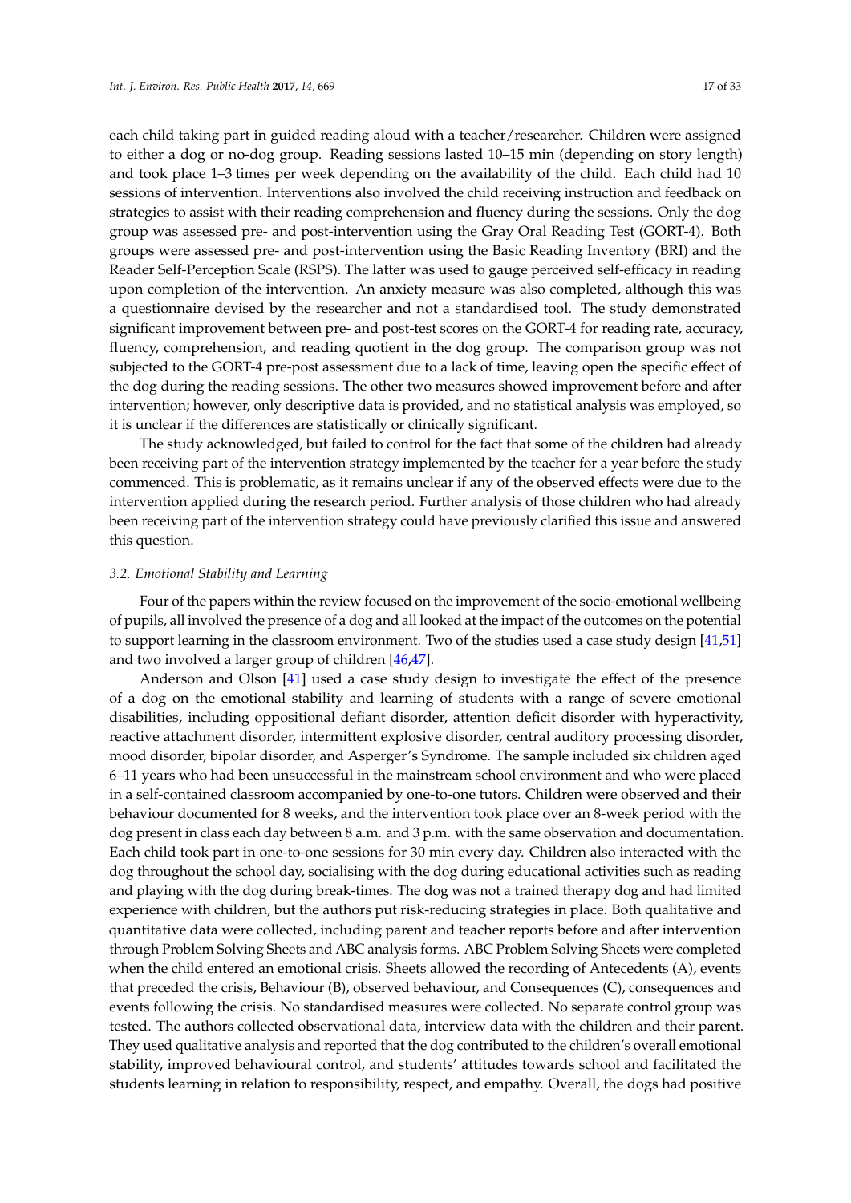each child taking part in guided reading aloud with a teacher/researcher. Children were assigned to either a dog or no-dog group. Reading sessions lasted 10–15 min (depending on story length) and took place 1–3 times per week depending on the availability of the child. Each child had 10 sessions of intervention. Interventions also involved the child receiving instruction and feedback on strategies to assist with their reading comprehension and fluency during the sessions. Only the dog group was assessed pre- and post-intervention using the Gray Oral Reading Test (GORT-4). Both groups were assessed pre- and post-intervention using the Basic Reading Inventory (BRI) and the Reader Self-Perception Scale (RSPS). The latter was used to gauge perceived self-efficacy in reading upon completion of the intervention. An anxiety measure was also completed, although this was a questionnaire devised by the researcher and not a standardised tool. The study demonstrated significant improvement between pre- and post-test scores on the GORT-4 for reading rate, accuracy, fluency, comprehension, and reading quotient in the dog group. The comparison group was not subjected to the GORT-4 pre-post assessment due to a lack of time, leaving open the specific effect of the dog during the reading sessions. The other two measures showed improvement before and after intervention; however, only descriptive data is provided, and no statistical analysis was employed, so it is unclear if the differences are statistically or clinically significant.

The study acknowledged, but failed to control for the fact that some of the children had already been receiving part of the intervention strategy implemented by the teacher for a year before the study commenced. This is problematic, as it remains unclear if any of the observed effects were due to the intervention applied during the research period. Further analysis of those children who had already been receiving part of the intervention strategy could have previously clarified this issue and answered this question.

### 3.2. Emotional Stability and Learning

Four of the papers within the review focused on the improvement of the socio-emotional wellbeing of pupils, all involved the presence of a dog and all looked at the impact of the outcomes on the potential to support learning in the classroom environment. Two of the studies used a case study design [41,51] and two involved a larger group of children [46,47].

Anderson and Olson [41] used a case study design to investigate the effect of the presence of a dog on the emotional stability and learning of students with a range of severe emotional disabilities, including oppositional defiant disorder, attention deficit disorder with hyperactivity, reactive attachment disorder, intermittent explosive disorder, central auditory processing disorder, mood disorder, bipolar disorder, and Asperger's Syndrome. The sample included six children aged 6–11 years who had been unsuccessful in the mainstream school environment and who were placed in a self-contained classroom accompanied by one-to-one tutors. Children were observed and their behaviour documented for 8 weeks, and the intervention took place over an 8-week period with the dog present in class each day between 8 a.m. and 3 p.m. with the same observation and documentation. Each child took part in one-to-one sessions for 30 min every day. Children also interacted with the dog throughout the school day, socialising with the dog during educational activities such as reading and playing with the dog during break-times. The dog was not a trained therapy dog and had limited experience with children, but the authors put risk-reducing strategies in place. Both qualitative and quantitative data were collected, including parent and teacher reports before and after intervention through Problem Solving Sheets and ABC analysis forms. ABC Problem Solving Sheets were completed when the child entered an emotional crisis. Sheets allowed the recording of Antecedents (A), events that preceded the crisis, Behaviour (B), observed behaviour, and Consequences (C), consequences and events following the crisis. No standardised measures were collected. No separate control group was tested. The authors collected observational data, interview data with the children and their parent. They used qualitative analysis and reported that the dog contributed to the children's overall emotional stability, improved behavioural control, and students' attitudes towards school and facilitated the students learning in relation to responsibility, respect, and empathy. Overall, the dogs had positive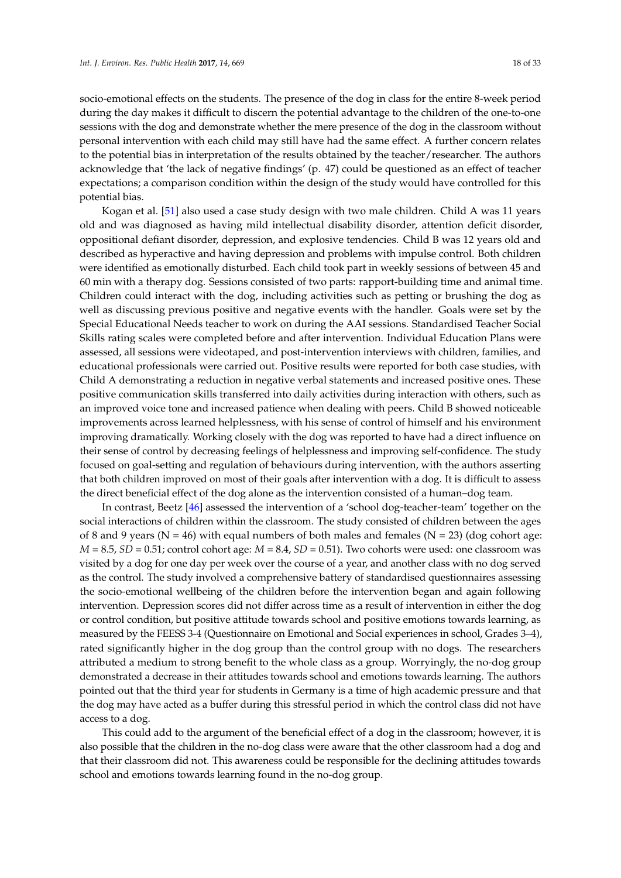socio-emotional effects on the students. The presence of the dog in class for the entire 8-week period during the day makes it difficult to discern the potential advantage to the children of the one-to-one sessions with the dog and demonstrate whether the mere presence of the dog in the classroom without personal intervention with each child may still have had the same effect. A further concern relates to the potential bias in interpretation of the results obtained by the teacher/researcher. The authors acknowledge that 'the lack of negative findings' (p. 47) could be questioned as an effect of teacher expectations; a comparison condition within the design of the study would have controlled for this potential bias.

Kogan et al. [51] also used a case study design with two male children. Child A was 11 years old and was diagnosed as having mild intellectual disability disorder, attention deficit disorder, oppositional defiant disorder, depression, and explosive tendencies. Child B was 12 years old and described as hyperactive and having depression and problems with impulse control. Both children were identified as emotionally disturbed. Each child took part in weekly sessions of between 45 and 60 min with a therapy dog. Sessions consisted of two parts: rapport-building time and animal time. Children could interact with the dog, including activities such as petting or brushing the dog as well as discussing previous positive and negative events with the handler. Goals were set by the Special Educational Needs teacher to work on during the AAI sessions. Standardised Teacher Social Skills rating scales were completed before and after intervention. Individual Education Plans were assessed, all sessions were videotaped, and post-intervention interviews with children, families, and educational professionals were carried out. Positive results were reported for both case studies, with Child A demonstrating a reduction in negative verbal statements and increased positive ones. These positive communication skills transferred into daily activities during interaction with others, such as an improved voice tone and increased patience when dealing with peers. Child B showed noticeable improvements across learned helplessness, with his sense of control of himself and his environment improving dramatically. Working closely with the dog was reported to have had a direct influence on their sense of control by decreasing feelings of helplessness and improving self-confidence. The study focused on goal-setting and regulation of behaviours during intervention, with the authors asserting that both children improved on most of their goals after intervention with a dog. It is difficult to assess the direct beneficial effect of the dog alone as the intervention consisted of a human–dog team.

In contrast, Beetz [46] assessed the intervention of a 'school dog-teacher-team' together on the social interactions of children within the classroom. The study consisted of children between the ages of 8 and 9 years (N = 46) with equal numbers of both males and females (N = 23) (dog cohort age: $M = 8.5$, $SD = 0.51$; control cohort age: $M = 8.4$, $SD = 0.51$). Two cohorts were used: one classroom was visited by a dog for one day per week over the course of a year, and another class with no dog served as the control. The study involved a comprehensive battery of standardised questionnaires assessing the socio-emotional wellbeing of the children before the intervention began and again following intervention. Depression scores did not differ across time as a result of intervention in either the dog or control condition, but positive attitude towards school and positive emotions towards learning, as measured by the FEESS 3-4 (Questionnaire on Emotional and Social experiences in school, Grades 3–4), rated significantly higher in the dog group than the control group with no dogs. The researchers attributed a medium to strong benefit to the whole class as a group. Worryingly, the no-dog group demonstrated a decrease in their attitudes towards school and emotions towards learning. The authors pointed out that the third year for students in Germany is a time of high academic pressure and that the dog may have acted as a buffer during this stressful period in which the control class did not have access to a dog.

This could add to the argument of the beneficial effect of a dog in the classroom; however, it is also possible that the children in the no-dog class were aware that the other classroom had a dog and that their classroom did not. This awareness could be responsible for the declining attitudes towards school and emotions towards learning found in the no-dog group.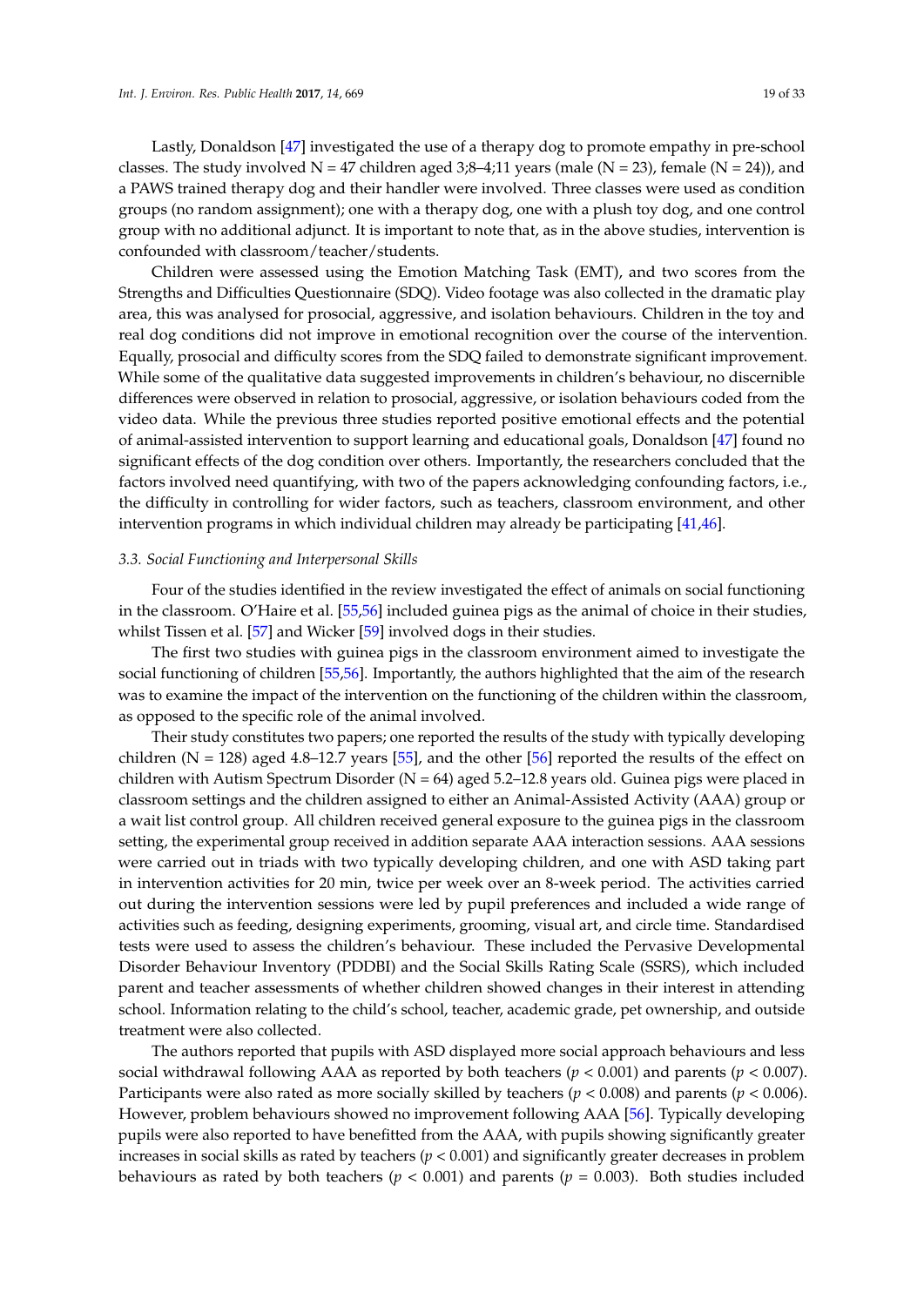Lastly, Donaldson [47] investigated the use of a therapy dog to promote empathy in pre-school classes. The study involved N = 47 children aged 3;8–4;11 years (male (N = 23), female (N = 24)), and a PAWS trained therapy dog and their handler were involved. Three classes were used as condition groups (no random assignment); one with a therapy dog, one with a plush toy dog, and one control group with no additional adjunct. It is important to note that, as in the above studies, intervention is confounded with classroom/teacher/students.

Children were assessed using the Emotion Matching Task (EMT), and two scores from the Strengths and Difficulties Questionnaire (SDQ). Video footage was also collected in the dramatic play area, this was analysed for prosocial, aggressive, and isolation behaviours. Children in the toy and real dog conditions did not improve in emotional recognition over the course of the intervention. Equally, prosocial and difficulty scores from the SDQ failed to demonstrate significant improvement. While some of the qualitative data suggested improvements in children's behaviour, no discernible differences were observed in relation to prosocial, aggressive, or isolation behaviours coded from the video data. While the previous three studies reported positive emotional effects and the potential of animal-assisted intervention to support learning and educational goals, Donaldson [47] found no significant effects of the dog condition over others. Importantly, the researchers concluded that the factors involved need quantifying, with two of the papers acknowledging confounding factors, i.e., the difficulty in controlling for wider factors, such as teachers, classroom environment, and other intervention programs in which individual children may already be participating [41,46].

### *3.3. Social Functioning and Interpersonal Skills*

Four of the studies identified in the review investigated the effect of animals on social functioning in the classroom. O'Haire et al. [55,56] included guinea pigs as the animal of choice in their studies, whilst Tissen et al. [57] and Wicker [59] involved dogs in their studies.

The first two studies with guinea pigs in the classroom environment aimed to investigate the social functioning of children [55,56]. Importantly, the authors highlighted that the aim of the research was to examine the impact of the intervention on the functioning of the children within the classroom, as opposed to the specific role of the animal involved.

Their study constitutes two papers; one reported the results of the study with typically developing children (N = 128) aged 4.8–12.7 years [55], and the other [56] reported the results of the effect on children with Autism Spectrum Disorder (N = 64) aged 5.2–12.8 years old. Guinea pigs were placed in classroom settings and the children assigned to either an Animal-Assisted Activity (AAA) group or a wait list control group. All children received general exposure to the guinea pigs in the classroom setting, the experimental group received in addition separate AAA interaction sessions. AAA sessions were carried out in triads with two typically developing children, and one with ASD taking part in intervention activities for 20 min, twice per week over an 8-week period. The activities carried out during the intervention sessions were led by pupil preferences and included a wide range of activities such as feeding, designing experiments, grooming, visual art, and circle time. Standardised tests were used to assess the children's behaviour. These included the Pervasive Developmental Disorder Behaviour Inventory (PDDBI) and the Social Skills Rating Scale (SSRS), which included parent and teacher assessments of whether children showed changes in their interest in attending school. Information relating to the child's school, teacher, academic grade, pet ownership, and outside treatment were also collected.

The authors reported that pupils with ASD displayed more social approach behaviours and less social withdrawal following AAA as reported by both teachers ($p < 0.001$) and parents ($p < 0.007$). Participants were also rated as more socially skilled by teachers ($p < 0.008$) and parents ($p < 0.006$). However, problem behaviours showed no improvement following AAA [56]. Typically developing pupils were also reported to have benefitted from the AAA, with pupils showing significantly greater increases in social skills as rated by teachers ($p < 0.001$) and significantly greater decreases in problem behaviours as rated by both teachers ($p < 0.001$) and parents ($p = 0.003$). Both studies included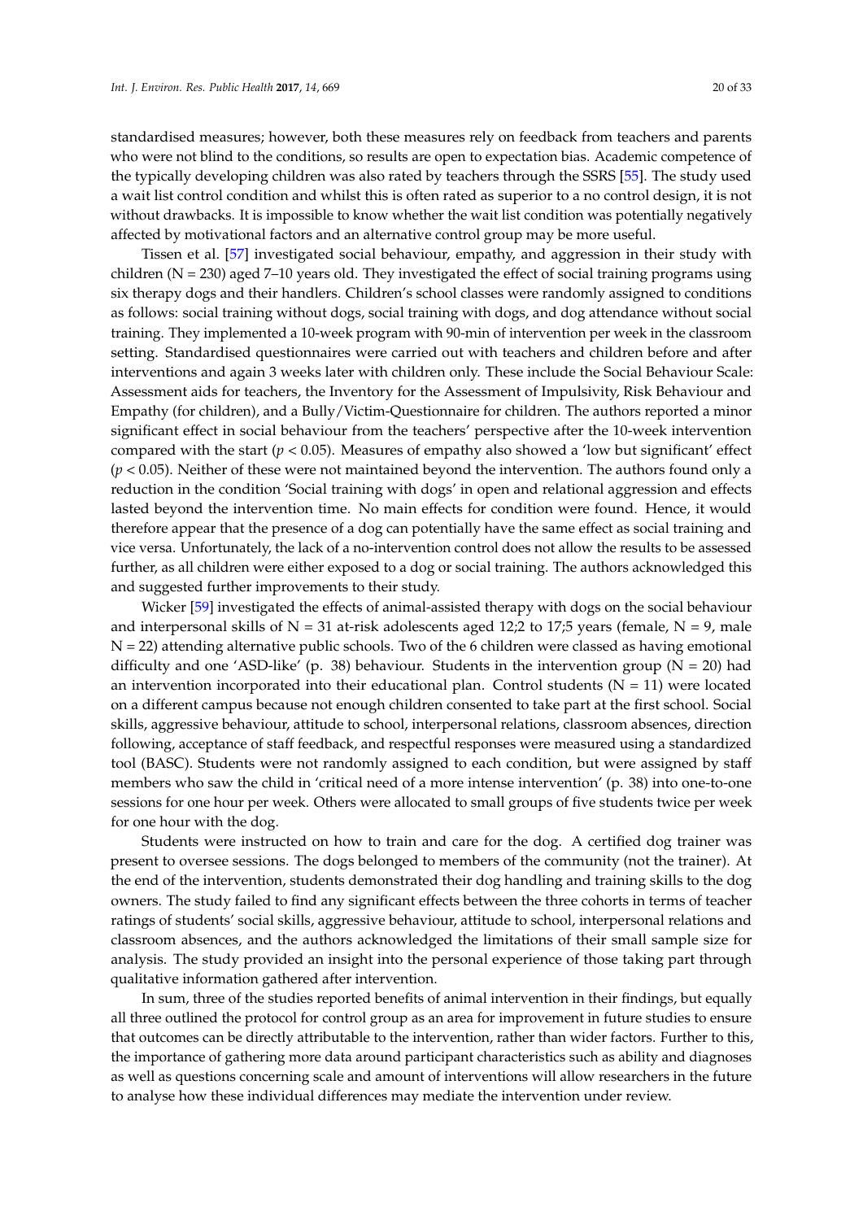standardised measures; however, both these measures rely on feedback from teachers and parents who were not blind to the conditions, so results are open to expectation bias. Academic competence of the typically developing children was also rated by teachers through the SSRS [55]. The study used a wait list control condition and whilst this is often rated as superior to a no control design, it is not without drawbacks. It is impossible to know whether the wait list condition was potentially negatively affected by motivational factors and an alternative control group may be more useful.

Tissen et al. [57] investigated social behaviour, empathy, and aggression in their study with children (N = 230) aged 7–10 years old. They investigated the effect of social training programs using six therapy dogs and their handlers. Children's school classes were randomly assigned to conditions as follows: social training without dogs, social training with dogs, and dog attendance without social training. They implemented a 10-week program with 90-min of intervention per week in the classroom setting. Standardised questionnaires were carried out with teachers and children before and after interventions and again 3 weeks later with children only. These include the Social Behaviour Scale: Assessment aids for teachers, the Inventory for the Assessment of Impulsivity, Risk Behaviour and Empathy (for children), and a Bully/Victim-Questionnaire for children. The authors reported a minor significant effect in social behaviour from the teachers' perspective after the 10-week intervention compared with the start ($p < 0.05$). Measures of empathy also showed a 'low but significant' effect ($p < 0.05$). Neither of these were not maintained beyond the intervention. The authors found only a reduction in the condition 'Social training with dogs' in open and relational aggression and effects lasted beyond the intervention time. No main effects for condition were found. Hence, it would therefore appear that the presence of a dog can potentially have the same effect as social training and vice versa. Unfortunately, the lack of a no-intervention control does not allow the results to be assessed further, as all children were either exposed to a dog or social training. The authors acknowledged this and suggested further improvements to their study.

Wicker [59] investigated the effects of animal-assisted therapy with dogs on the social behaviour and interpersonal skills of N = 31 at-risk adolescents aged 12;2 to 17;5 years (female, N = 9, male N = 22) attending alternative public schools. Two of the 6 children were classed as having emotional difficulty and one 'ASD-like' (p. 38) behaviour. Students in the intervention group (N = 20) had an intervention incorporated into their educational plan. Control students (N = 11) were located on a different campus because not enough children consented to take part at the first school. Social skills, aggressive behaviour, attitude to school, interpersonal relations, classroom absences, direction following, acceptance of staff feedback, and respectful responses were measured using a standardized tool (BASC). Students were not randomly assigned to each condition, but were assigned by staff members who saw the child in 'critical need of a more intense intervention' (p. 38) into one-to-one sessions for one hour per week. Others were allocated to small groups of five students twice per week for one hour with the dog.

Students were instructed on how to train and care for the dog. A certified dog trainer was present to oversee sessions. The dogs belonged to members of the community (not the trainer). At the end of the intervention, students demonstrated their dog handling and training skills to the dog owners. The study failed to find any significant effects between the three cohorts in terms of teacher ratings of students' social skills, aggressive behaviour, attitude to school, interpersonal relations and classroom absences, and the authors acknowledged the limitations of their small sample size for analysis. The study provided an insight into the personal experience of those taking part through qualitative information gathered after intervention.

In sum, three of the studies reported benefits of animal intervention in their findings, but equally all three outlined the protocol for control group as an area for improvement in future studies to ensure that outcomes can be directly attributable to the intervention, rather than wider factors. Further to this, the importance of gathering more data around participant characteristics such as ability and diagnoses as well as questions concerning scale and amount of interventions will allow researchers in the future to analyse how these individual differences may mediate the intervention under review.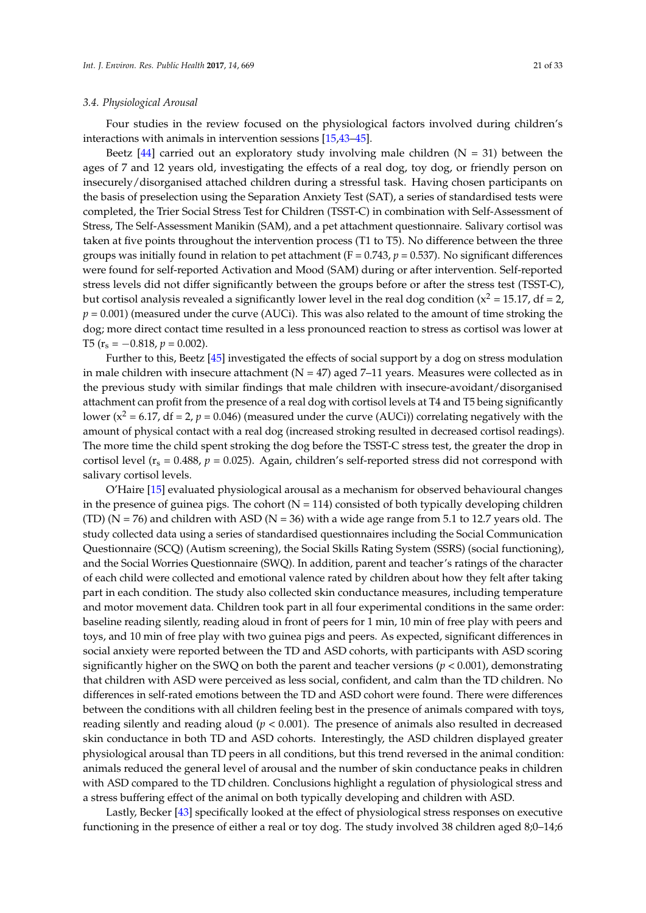### 3.4. Physiological Arousal

Four studies in the review focused on the physiological factors involved during children's interactions with animals in intervention sessions [15,43–45].

Beetz [44] carried out an exploratory study involving male children (N = 31) between the ages of 7 and 12 years old, investigating the effects of a real dog, toy dog, or friendly person on insecurely/disorganised attached children during a stressful task. Having chosen participants on the basis of preselection using the Separation Anxiety Test (SAT), a series of standardised tests were completed, the Trier Social Stress Test for Children (TSST-C) in combination with Self-Assessment of Stress, The Self-Assessment Manikin (SAM), and a pet attachment questionnaire. Salivary cortisol was taken at five points throughout the intervention process (T1 to T5). No difference between the three groups was initially found in relation to pet attachment (F = 0.743, $p = 0.537$). No significant differences were found for self-reported Activation and Mood (SAM) during or after intervention. Self-reported stress levels did not differ significantly between the groups before or after the stress test (TSST-C), but cortisol analysis revealed a significantly lower level in the real dog condition ($x^2 = 15.17$, df = 2, $p = 0.001$) (measured under the curve (AUCi). This was also related to the amount of time stroking the dog; more direct contact time resulted in a less pronounced reaction to stress as cortisol was lower at T5 ($r_s = -0.818$, $p = 0.002$).

Further to this, Beetz [45] investigated the effects of social support by a dog on stress modulation in male children with insecure attachment (N = 47) aged 7–11 years. Measures were collected as in the previous study with similar findings that male children with insecure-avoidant/disorganised attachment can profit from the presence of a real dog with cortisol levels at T4 and T5 being significantly lower ($x^2 = 6.17$, df = 2, $p = 0.046$) (measured under the curve (AUCi)) correlating negatively with the amount of physical contact with a real dog (increased stroking resulted in decreased cortisol readings). The more time the child spent stroking the dog before the TSST-C stress test, the greater the drop in cortisol level ($r_s = 0.488$, $p = 0.025$). Again, children's self-reported stress did not correspond with salivary cortisol levels.

O'Haire [15] evaluated physiological arousal as a mechanism for observed behavioural changes in the presence of guinea pigs. The cohort (N = 114) consisted of both typically developing children (TD) (N = 76) and children with ASD (N = 36) with a wide age range from 5.1 to 12.7 years old. The study collected data using a series of standardised questionnaires including the Social Communication Questionnaire (SCQ) (Autism screening), the Social Skills Rating System (SSRS) (social functioning), and the Social Worries Questionnaire (SWQ). In addition, parent and teacher's ratings of the character of each child were collected and emotional valence rated by children about how they felt after taking part in each condition. The study also collected skin conductance measures, including temperature and motor movement data. Children took part in all four experimental conditions in the same order: baseline reading silently, reading aloud in front of peers for 1 min, 10 min of free play with peers and toys, and 10 min of free play with two guinea pigs and peers. As expected, significant differences in social anxiety were reported between the TD and ASD cohorts, with participants with ASD scoring significantly higher on the SWQ on both the parent and teacher versions ($p < 0.001$), demonstrating that children with ASD were perceived as less social, confident, and calm than the TD children. No differences in self-rated emotions between the TD and ASD cohort were found. There were differences between the conditions with all children feeling best in the presence of animals compared with toys, reading silently and reading aloud ($p < 0.001$). The presence of animals also resulted in decreased skin conductance in both TD and ASD cohorts. Interestingly, the ASD children displayed greater physiological arousal than TD peers in all conditions, but this trend reversed in the animal condition: animals reduced the general level of arousal and the number of skin conductance peaks in children with ASD compared to the TD children. Conclusions highlight a regulation of physiological stress and a stress buffering effect of the animal on both typically developing and children with ASD.

Lastly, Becker [43] specifically looked at the effect of physiological stress responses on executive functioning in the presence of either a real or toy dog. The study involved 38 children aged 8;0–14;6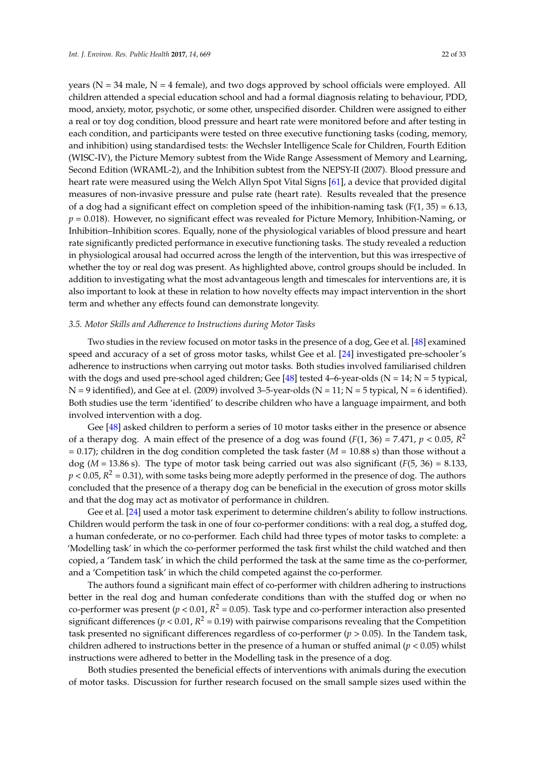years (N = 34 male, N = 4 female), and two dogs approved by school officials were employed. All children attended a special education school and had a formal diagnosis relating to behaviour, PDD, mood, anxiety, motor, psychotic, or some other, unspecified disorder. Children were assigned to either a real or toy dog condition, blood pressure and heart rate were monitored before and after testing in each condition, and participants were tested on three executive functioning tasks (coding, memory, and inhibition) using standardised tests: the Wechsler Intelligence Scale for Children, Fourth Edition (WISC-IV), the Picture Memory subtest from the Wide Range Assessment of Memory and Learning, Second Edition (WRAML-2), and the Inhibition subtest from the NEPSY-II (2007). Blood pressure and heart rate were measured using the Welch Allyn Spot Vital Signs [61], a device that provided digital measures of non-invasive pressure and pulse rate (heart rate). Results revealed that the presence of a dog had a significant effect on completion speed of the inhibition-naming task ($F(1, 35) = 6.13$, $p = 0.018$). However, no significant effect was revealed for Picture Memory, Inhibition-Naming, or Inhibition–Inhibition scores. Equally, none of the physiological variables of blood pressure and heart rate significantly predicted performance in executive functioning tasks. The study revealed a reduction in physiological arousal had occurred across the length of the intervention, but this was irrespective of whether the toy or real dog was present. As highlighted above, control groups should be included. In addition to investigating what the most advantageous length and timescales for interventions are, it is also important to look at these in relation to how novelty effects may impact intervention in the short term and whether any effects found can demonstrate longevity.

### *3.5. Motor Skills and Adherence to Instructions during Motor Tasks*

Two studies in the review focused on motor tasks in the presence of a dog, Gee et al. [48] examined speed and accuracy of a set of gross motor tasks, whilst Gee et al. [24] investigated pre-schooler's adherence to instructions when carrying out motor tasks. Both studies involved familiarised children with the dogs and used pre-school aged children; Gee [48] tested 4–6-year-olds (N = 14; N = 5 typical, N = 9 identified), and Gee at el. (2009) involved 3–5-year-olds (N = 11; N = 5 typical, N = 6 identified). Both studies use the term 'identified' to describe children who have a language impairment, and both involved intervention with a dog.

Gee [48] asked children to perform a series of 10 motor tasks either in the presence or absence of a therapy dog. A main effect of the presence of a dog was found ($F(1, 36) = 7.471$, $p < 0.05$, $R^2 = 0.17$); children in the dog condition completed the task faster ($M = 10.88$ s) than those without a dog ($M = 13.86$ s). The type of motor task being carried out was also significant ($F(5, 36) = 8.133$, $p < 0.05$, $R^2 = 0.31$), with some tasks being more adeptly performed in the presence of dog. The authors concluded that the presence of a therapy dog can be beneficial in the execution of gross motor skills and that the dog may act as motivator of performance in children.

Gee et al. [24] used a motor task experiment to determine children's ability to follow instructions. Children would perform the task in one of four co-performer conditions: with a real dog, a stuffed dog, a human confederate, or no co-performer. Each child had three types of motor tasks to complete: a 'Modelling task' in which the co-performer performed the task first whilst the child watched and then copied, a 'Tandem task' in which the child performed the task at the same time as the co-performer, and a 'Competition task' in which the child competed against the co-performer.

The authors found a significant main effect of co-performer with children adhering to instructions better in the real dog and human confederate conditions than with the stuffed dog or when no co-performer was present ($p < 0.01$, $R^2 = 0.05$). Task type and co-performer interaction also presented significant differences ($p < 0.01$, $R^2 = 0.19$) with pairwise comparisons revealing that the Competition task presented no significant differences regardless of co-performer ($p > 0.05$). In the Tandem task, children adhered to instructions better in the presence of a human or stuffed animal ($p < 0.05$) whilst instructions were adhered to better in the Modelling task in the presence of a dog.

Both studies presented the beneficial effects of interventions with animals during the execution of motor tasks. Discussion for further research focused on the small sample sizes used within the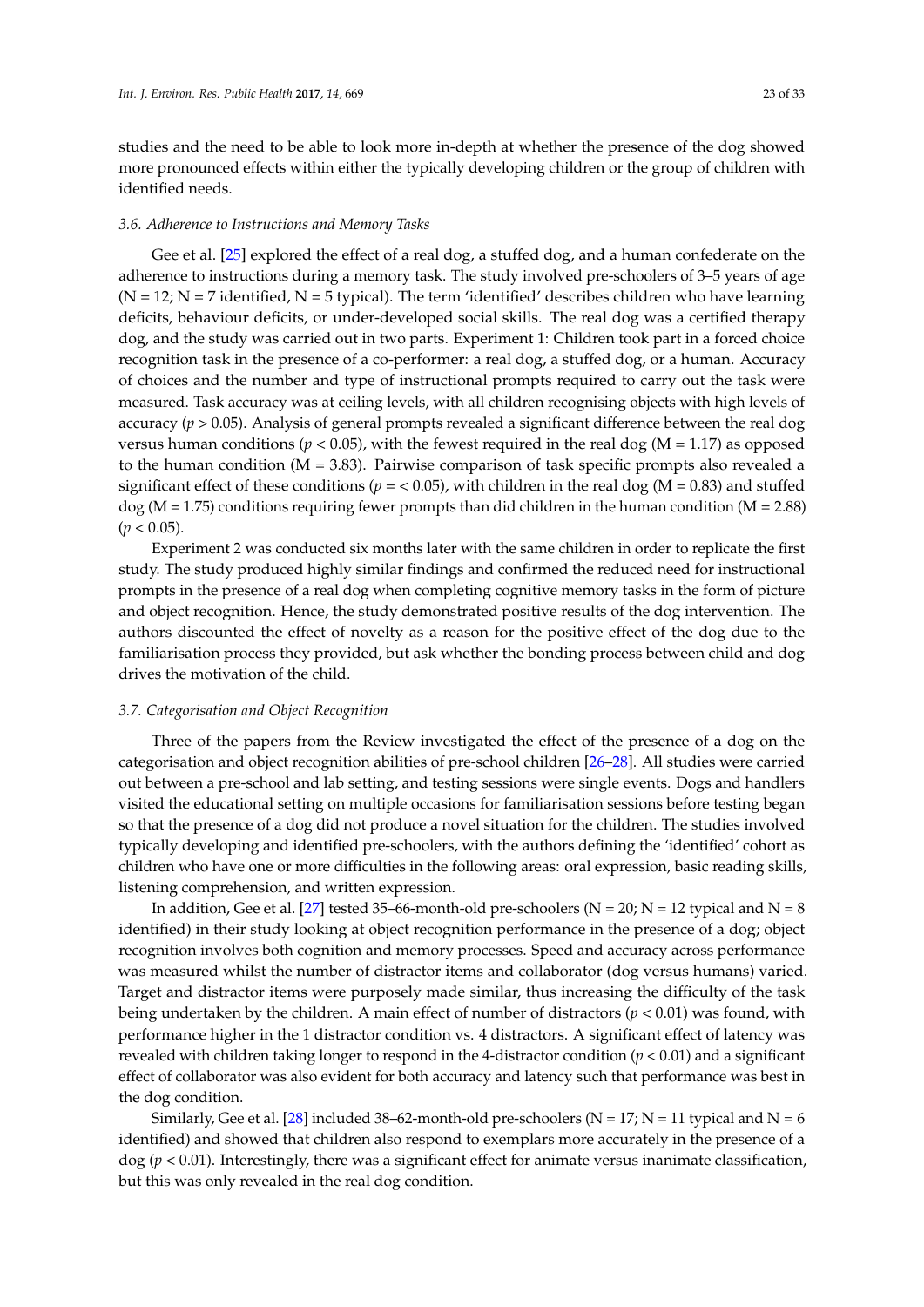studies and the need to be able to look more in-depth at whether the presence of the dog showed more pronounced effects within either the typically developing children or the group of children with identified needs.

### 3.6. Adherence to Instructions and Memory Tasks

Gee et al. [25] explored the effect of a real dog, a stuffed dog, and a human confederate on the adherence to instructions during a memory task. The study involved pre-schoolers of 3–5 years of age (N = 12; N = 7 identified, N = 5 typical). The term 'identified' describes children who have learning deficits, behaviour deficits, or under-developed social skills. The real dog was a certified therapy dog, and the study was carried out in two parts. Experiment 1: Children took part in a forced choice recognition task in the presence of a co-performer: a real dog, a stuffed dog, or a human. Accuracy of choices and the number and type of instructional prompts required to carry out the task were measured. Task accuracy was at ceiling levels, with all children recognising objects with high levels of accuracy ($p > 0.05$). Analysis of general prompts revealed a significant difference between the real dog versus human conditions ($p < 0.05$), with the fewest required in the real dog (M = 1.17) as opposed to the human condition (M = 3.83). Pairwise comparison of task specific prompts also revealed a significant effect of these conditions ($p = < 0.05$), with children in the real dog (M = 0.83) and stuffed dog (M = 1.75) conditions requiring fewer prompts than did children in the human condition (M = 2.88) ($p < 0.05$).

Experiment 2 was conducted six months later with the same children in order to replicate the first study. The study produced highly similar findings and confirmed the reduced need for instructional prompts in the presence of a real dog when completing cognitive memory tasks in the form of picture and object recognition. Hence, the study demonstrated positive results of the dog intervention. The authors discounted the effect of novelty as a reason for the positive effect of the dog due to the familiarisation process they provided, but ask whether the bonding process between child and dog drives the motivation of the child.

### 3.7. Categorisation and Object Recognition

Three of the papers from the Review investigated the effect of the presence of a dog on the categorisation and object recognition abilities of pre-school children [26–28]. All studies were carried out between a pre-school and lab setting, and testing sessions were single events. Dogs and handlers visited the educational setting on multiple occasions for familiarisation sessions before testing began so that the presence of a dog did not produce a novel situation for the children. The studies involved typically developing and identified pre-schoolers, with the authors defining the 'identified' cohort as children who have one or more difficulties in the following areas: oral expression, basic reading skills, listening comprehension, and written expression.

In addition, Gee et al. [27] tested 35–66-month-old pre-schoolers (N = 20; N = 12 typical and N = 8 identified) in their study looking at object recognition performance in the presence of a dog; object recognition involves both cognition and memory processes. Speed and accuracy across performance was measured whilst the number of distractor items and collaborator (dog versus humans) varied. Target and distractor items were purposely made similar, thus increasing the difficulty of the task being undertaken by the children. A main effect of number of distractors ($p < 0.01$) was found, with performance higher in the 1 distractor condition vs. 4 distractors. A significant effect of latency was revealed with children taking longer to respond in the 4-distractor condition ($p < 0.01$) and a significant effect of collaborator was also evident for both accuracy and latency such that performance was best in the dog condition.

Similarly, Gee et al. [28] included 38–62-month-old pre-schoolers (N = 17; N = 11 typical and N = 6 identified) and showed that children also respond to exemplars more accurately in the presence of a dog ($p < 0.01$). Interestingly, there was a significant effect for animate versus inanimate classification, but this was only revealed in the real dog condition.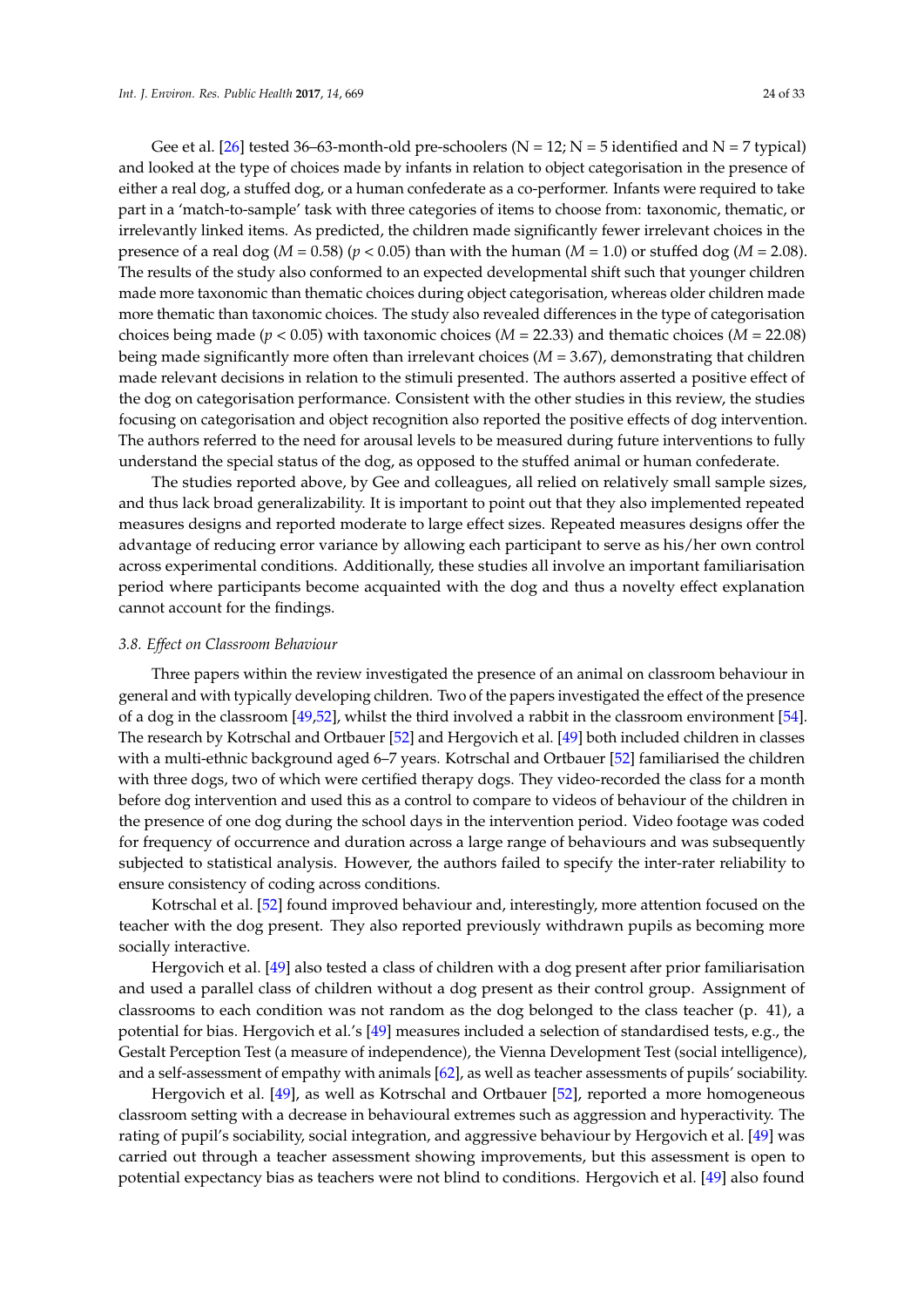Gee et al. [26] tested 36–63-month-old pre-schoolers (N = 12; N = 5 identified and N = 7 typical) and looked at the type of choices made by infants in relation to object categorisation in the presence of either a real dog, a stuffed dog, or a human confederate as a co-performer. Infants were required to take part in a 'match-to-sample' task with three categories of items to choose from: taxonomic, thematic, or irrelevantly linked items. As predicted, the children made significantly fewer irrelevant choices in the presence of a real dog ($M = 0.58$) ($p < 0.05$) than with the human ($M = 1.0$) or stuffed dog ($M = 2.08$). The results of the study also conformed to an expected developmental shift such that younger children made more taxonomic than thematic choices during object categorisation, whereas older children made more thematic than taxonomic choices. The study also revealed differences in the type of categorisation choices being made ($p < 0.05$) with taxonomic choices ($M = 22.33$) and thematic choices ($M = 22.08$) being made significantly more often than irrelevant choices ($M = 3.67$), demonstrating that children made relevant decisions in relation to the stimuli presented. The authors asserted a positive effect of the dog on categorisation performance. Consistent with the other studies in this review, the studies focusing on categorisation and object recognition also reported the positive effects of dog intervention. The authors referred to the need for arousal levels to be measured during future interventions to fully understand the special status of the dog, as opposed to the stuffed animal or human confederate.

The studies reported above, by Gee and colleagues, all relied on relatively small sample sizes, and thus lack broad generalizability. It is important to point out that they also implemented repeated measures designs and reported moderate to large effect sizes. Repeated measures designs offer the advantage of reducing error variance by allowing each participant to serve as his/her own control across experimental conditions. Additionally, these studies all involve an important familiarisation period where participants become acquainted with the dog and thus a novelty effect explanation cannot account for the findings.

### *3.8. Effect on Classroom Behaviour*

Three papers within the review investigated the presence of an animal on classroom behaviour in general and with typically developing children. Two of the papers investigated the effect of the presence of a dog in the classroom [49,52], whilst the third involved a rabbit in the classroom environment [54]. The research by Kotrschal and Ortbauer [52] and Hergovich et al. [49] both included children in classes with a multi-ethnic background aged 6–7 years. Kotrschal and Ortbauer [52] familiarised the children with three dogs, two of which were certified therapy dogs. They video-recorded the class for a month before dog intervention and used this as a control to compare to videos of behaviour of the children in the presence of one dog during the school days in the intervention period. Video footage was coded for frequency of occurrence and duration across a large range of behaviours and was subsequently subjected to statistical analysis. However, the authors failed to specify the inter-rater reliability to ensure consistency of coding across conditions.

Kotrschal et al. [52] found improved behaviour and, interestingly, more attention focused on the teacher with the dog present. They also reported previously withdrawn pupils as becoming more socially interactive.

Hergovich et al. [49] also tested a class of children with a dog present after prior familiarisation and used a parallel class of children without a dog present as their control group. Assignment of classrooms to each condition was not random as the dog belonged to the class teacher (p. 41), a potential for bias. Hergovich et al.'s [49] measures included a selection of standardised tests, e.g., the Gestalt Perception Test (a measure of independence), the Vienna Development Test (social intelligence), and a self-assessment of empathy with animals [62], as well as teacher assessments of pupils' sociability.

Hergovich et al. [49], as well as Kotrschal and Ortbauer [52], reported a more homogeneous classroom setting with a decrease in behavioural extremes such as aggression and hyperactivity. The rating of pupil's sociability, social integration, and aggressive behaviour by Hergovich et al. [49] was carried out through a teacher assessment showing improvements, but this assessment is open to potential expectancy bias as teachers were not blind to conditions. Hergovich et al. [49] also found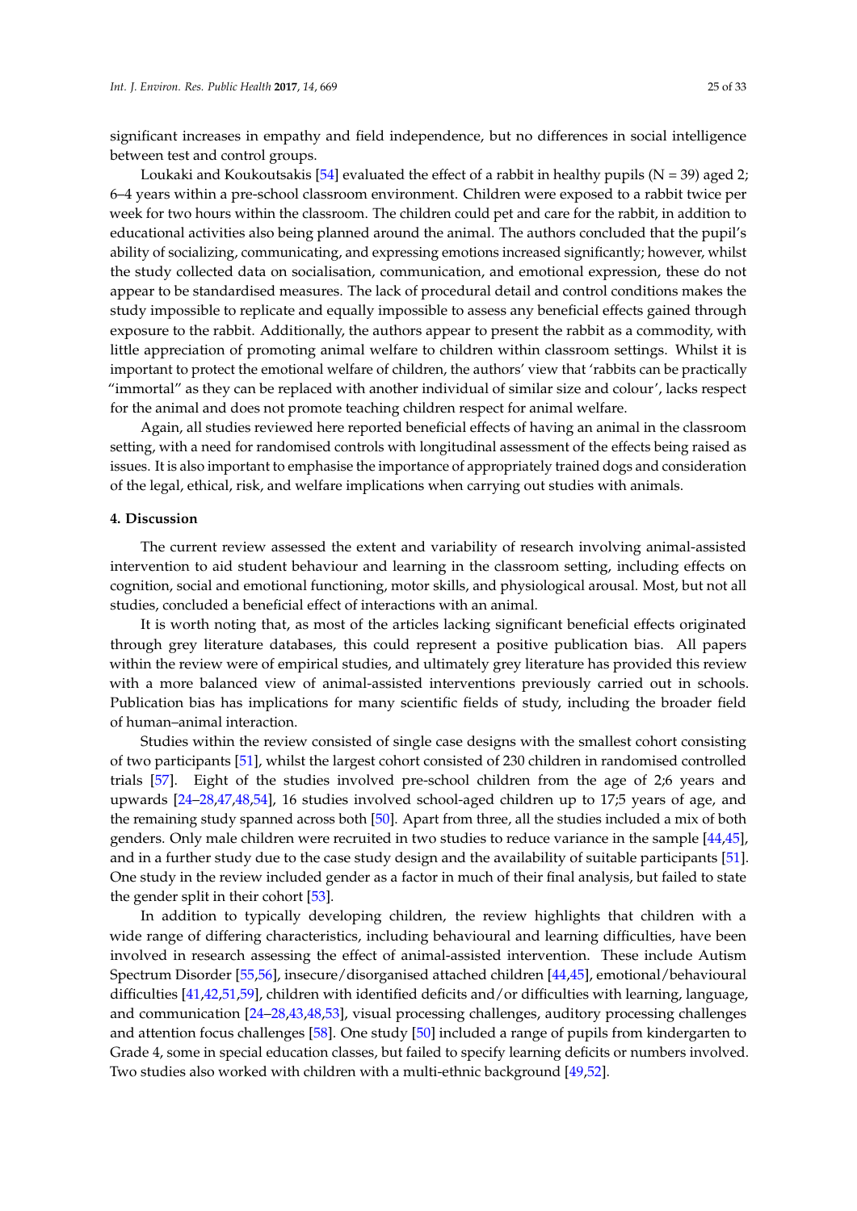significant increases in empathy and field independence, but no differences in social intelligence between test and control groups.

Loukaki and Koukoutsakis [54] evaluated the effect of a rabbit in healthy pupils (N = 39) aged 2;6–4 years within a pre-school classroom environment. Children were exposed to a rabbit twice per week for two hours within the classroom. The children could pet and care for the rabbit, in addition to educational activities also being planned around the animal. The authors concluded that the pupil's ability of socializing, communicating, and expressing emotions increased significantly; however, whilst the study collected data on socialisation, communication, and emotional expression, these do not appear to be standardised measures. The lack of procedural detail and control conditions makes the study impossible to replicate and equally impossible to assess any beneficial effects gained through exposure to the rabbit. Additionally, the authors appear to present the rabbit as a commodity, with little appreciation of promoting animal welfare to children within classroom settings. Whilst it is important to protect the emotional welfare of children, the authors' view that 'rabbits can be practically "immortal" as they can be replaced with another individual of similar size and colour', lacks respect for the animal and does not promote teaching children respect for animal welfare.

Again, all studies reviewed here reported beneficial effects of having an animal in the classroom setting, with a need for randomised controls with longitudinal assessment of the effects being raised as issues. It is also important to emphasise the importance of appropriately trained dogs and consideration of the legal, ethical, risk, and welfare implications when carrying out studies with animals.

## 4. Discussion

The current review assessed the extent and variability of research involving animal-assisted intervention to aid student behaviour and learning in the classroom setting, including effects on cognition, social and emotional functioning, motor skills, and physiological arousal. Most, but not all studies, concluded a beneficial effect of interactions with an animal.

It is worth noting that, as most of the articles lacking significant beneficial effects originated through grey literature databases, this could represent a positive publication bias. All papers within the review were of empirical studies, and ultimately grey literature has provided this review with a more balanced view of animal-assisted interventions previously carried out in schools. Publication bias has implications for many scientific fields of study, including the broader field of human–animal interaction.

Studies within the review consisted of single case designs with the smallest cohort consisting of two participants [51], whilst the largest cohort consisted of 230 children in randomised controlled trials [57]. Eight of the studies involved pre-school children from the age of 2;6 years and upwards [24–28,47,48,54], 16 studies involved school-aged children up to 17;5 years of age, and the remaining study spanned across both [50]. Apart from three, all the studies included a mix of both genders. Only male children were recruited in two studies to reduce variance in the sample [44,45], and in a further study due to the case study design and the availability of suitable participants [51]. One study in the review included gender as a factor in much of their final analysis, but failed to state the gender split in their cohort [53].

In addition to typically developing children, the review highlights that children with a wide range of differing characteristics, including behavioural and learning difficulties, have been involved in research assessing the effect of animal-assisted intervention. These include Autism Spectrum Disorder [55,56], insecure/disorganised attached children [44,45], emotional/behavioural difficulties [41,42,51,59], children with identified deficits and/or difficulties with learning, language, and communication [24–28,43,48,53], visual processing challenges, auditory processing challenges and attention focus challenges [58]. One study [50] included a range of pupils from kindergarten to Grade 4, some in special education classes, but failed to specify learning deficits or numbers involved. Two studies also worked with children with a multi-ethnic background [49,52].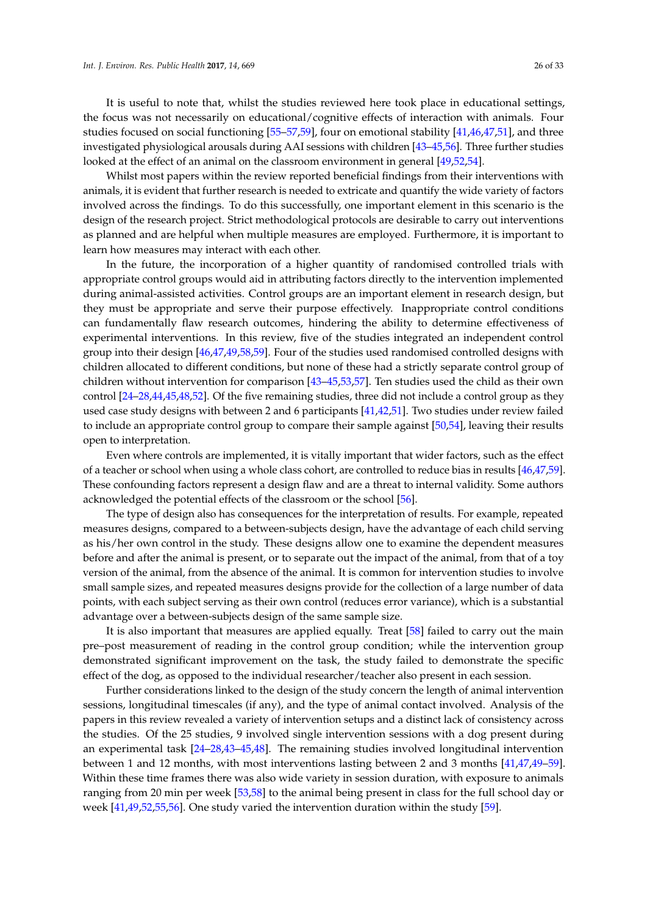It is useful to note that, whilst the studies reviewed here took place in educational settings, the focus was not necessarily on educational/cognitive effects of interaction with animals. Four studies focused on social functioning [55–57,59], four on emotional stability [41,46,47,51], and three investigated physiological arousals during AAI sessions with children [43–45,56]. Three further studies looked at the effect of an animal on the classroom environment in general [49,52,54].

Whilst most papers within the review reported beneficial findings from their interventions with animals, it is evident that further research is needed to extricate and quantify the wide variety of factors involved across the findings. To do this successfully, one important element in this scenario is the design of the research project. Strict methodological protocols are desirable to carry out interventions as planned and are helpful when multiple measures are employed. Furthermore, it is important to learn how measures may interact with each other.

In the future, the incorporation of a higher quantity of randomised controlled trials with appropriate control groups would aid in attributing factors directly to the intervention implemented during animal-assisted activities. Control groups are an important element in research design, but they must be appropriate and serve their purpose effectively. Inappropriate control conditions can fundamentally flaw research outcomes, hindering the ability to determine effectiveness of experimental interventions. In this review, five of the studies integrated an independent control group into their design [46,47,49,58,59]. Four of the studies used randomised controlled designs with children allocated to different conditions, but none of these had a strictly separate control group of children without intervention for comparison [43–45,53,57]. Ten studies used the child as their own control [24–28,44,45,48,52]. Of the five remaining studies, three did not include a control group as they used case study designs with between 2 and 6 participants [41,42,51]. Two studies under review failed to include an appropriate control group to compare their sample against [50,54], leaving their results open to interpretation.

Even where controls are implemented, it is vitally important that wider factors, such as the effect of a teacher or school when using a whole class cohort, are controlled to reduce bias in results [46,47,59]. These confounding factors represent a design flaw and are a threat to internal validity. Some authors acknowledged the potential effects of the classroom or the school [56].

The type of design also has consequences for the interpretation of results. For example, repeated measures designs, compared to a between-subjects design, have the advantage of each child serving as his/her own control in the study. These designs allow one to examine the dependent measures before and after the animal is present, or to separate out the impact of the animal, from that of a toy version of the animal, from the absence of the animal. It is common for intervention studies to involve small sample sizes, and repeated measures designs provide for the collection of a large number of data points, with each subject serving as their own control (reduces error variance), which is a substantial advantage over a between-subjects design of the same sample size.

It is also important that measures are applied equally. Treat [58] failed to carry out the main pre–post measurement of reading in the control group condition; while the intervention group demonstrated significant improvement on the task, the study failed to demonstrate the specific effect of the dog, as opposed to the individual researcher/teacher also present in each session.

Further considerations linked to the design of the study concern the length of animal intervention sessions, longitudinal timescales (if any), and the type of animal contact involved. Analysis of the papers in this review revealed a variety of intervention setups and a distinct lack of consistency across the studies. Of the 25 studies, 9 involved single intervention sessions with a dog present during an experimental task [24–28,43–45,48]. The remaining studies involved longitudinal intervention between 1 and 12 months, with most interventions lasting between 2 and 3 months [41,47,49–59]. Within these time frames there was also wide variety in session duration, with exposure to animals ranging from 20 min per week [53,58] to the animal being present in class for the full school day or week [41,49,52,55,56]. One study varied the intervention duration within the study [59].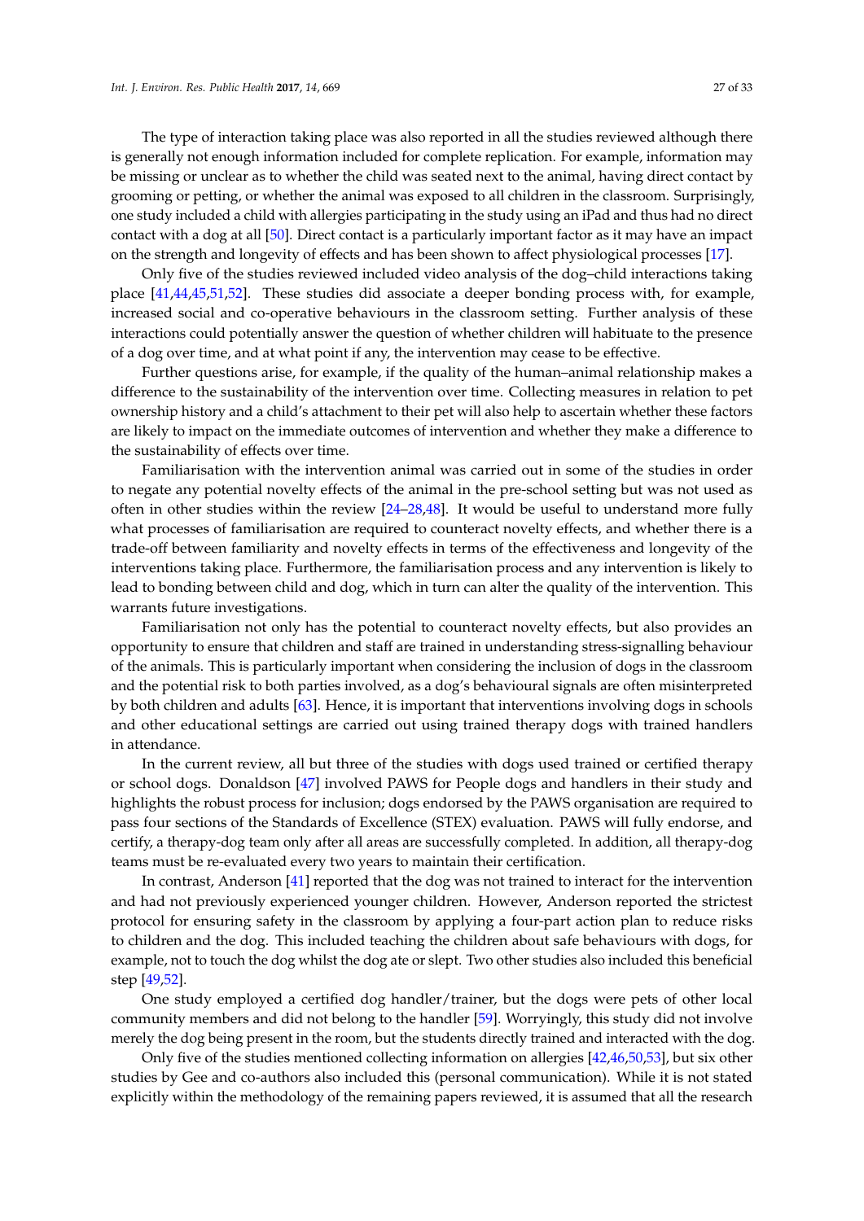The type of interaction taking place was also reported in all the studies reviewed although there is generally not enough information included for complete replication. For example, information may be missing or unclear as to whether the child was seated next to the animal, having direct contact by grooming or petting, or whether the animal was exposed to all children in the classroom. Surprisingly, one study included a child with allergies participating in the study using an iPad and thus had no direct contact with a dog at all [50]. Direct contact is a particularly important factor as it may have an impact on the strength and longevity of effects and has been shown to affect physiological processes [17].

Only five of the studies reviewed included video analysis of the dog–child interactions taking place [41,44,45,51,52]. These studies did associate a deeper bonding process with, for example, increased social and co-operative behaviours in the classroom setting. Further analysis of these interactions could potentially answer the question of whether children will habituate to the presence of a dog over time, and at what point if any, the intervention may cease to be effective.

Further questions arise, for example, if the quality of the human–animal relationship makes a difference to the sustainability of the intervention over time. Collecting measures in relation to pet ownership history and a child's attachment to their pet will also help to ascertain whether these factors are likely to impact on the immediate outcomes of intervention and whether they make a difference to the sustainability of effects over time.

Familiarisation with the intervention animal was carried out in some of the studies in order to negate any potential novelty effects of the animal in the pre-school setting but was not used as often in other studies within the review [24–28,48]. It would be useful to understand more fully what processes of familiarisation are required to counteract novelty effects, and whether there is a trade-off between familiarity and novelty effects in terms of the effectiveness and longevity of the interventions taking place. Furthermore, the familiarisation process and any intervention is likely to lead to bonding between child and dog, which in turn can alter the quality of the intervention. This warrants future investigations.

Familiarisation not only has the potential to counteract novelty effects, but also provides an opportunity to ensure that children and staff are trained in understanding stress-signalling behaviour of the animals. This is particularly important when considering the inclusion of dogs in the classroom and the potential risk to both parties involved, as a dog's behavioural signals are often misinterpreted by both children and adults [63]. Hence, it is important that interventions involving dogs in schools and other educational settings are carried out using trained therapy dogs with trained handlers in attendance.

In the current review, all but three of the studies with dogs used trained or certified therapy or school dogs. Donaldson [47] involved PAWS for People dogs and handlers in their study and highlights the robust process for inclusion; dogs endorsed by the PAWS organisation are required to pass four sections of the Standards of Excellence (STEX) evaluation. PAWS will fully endorse, and certify, a therapy-dog team only after all areas are successfully completed. In addition, all therapy-dog teams must be re-evaluated every two years to maintain their certification.

In contrast, Anderson [41] reported that the dog was not trained to interact for the intervention and had not previously experienced younger children. However, Anderson reported the strictest protocol for ensuring safety in the classroom by applying a four-part action plan to reduce risks to children and the dog. This included teaching the children about safe behaviours with dogs, for example, not to touch the dog whilst the dog ate or slept. Two other studies also included this beneficial step [49,52].

One study employed a certified dog handler/trainer, but the dogs were pets of other local community members and did not belong to the handler [59]. Worryingly, this study did not involve merely the dog being present in the room, but the students directly trained and interacted with the dog.

Only five of the studies mentioned collecting information on allergies [42,46,50,53], but six other studies by Gee and co-authors also included this (personal communication). While it is not stated explicitly within the methodology of the remaining papers reviewed, it is assumed that all the research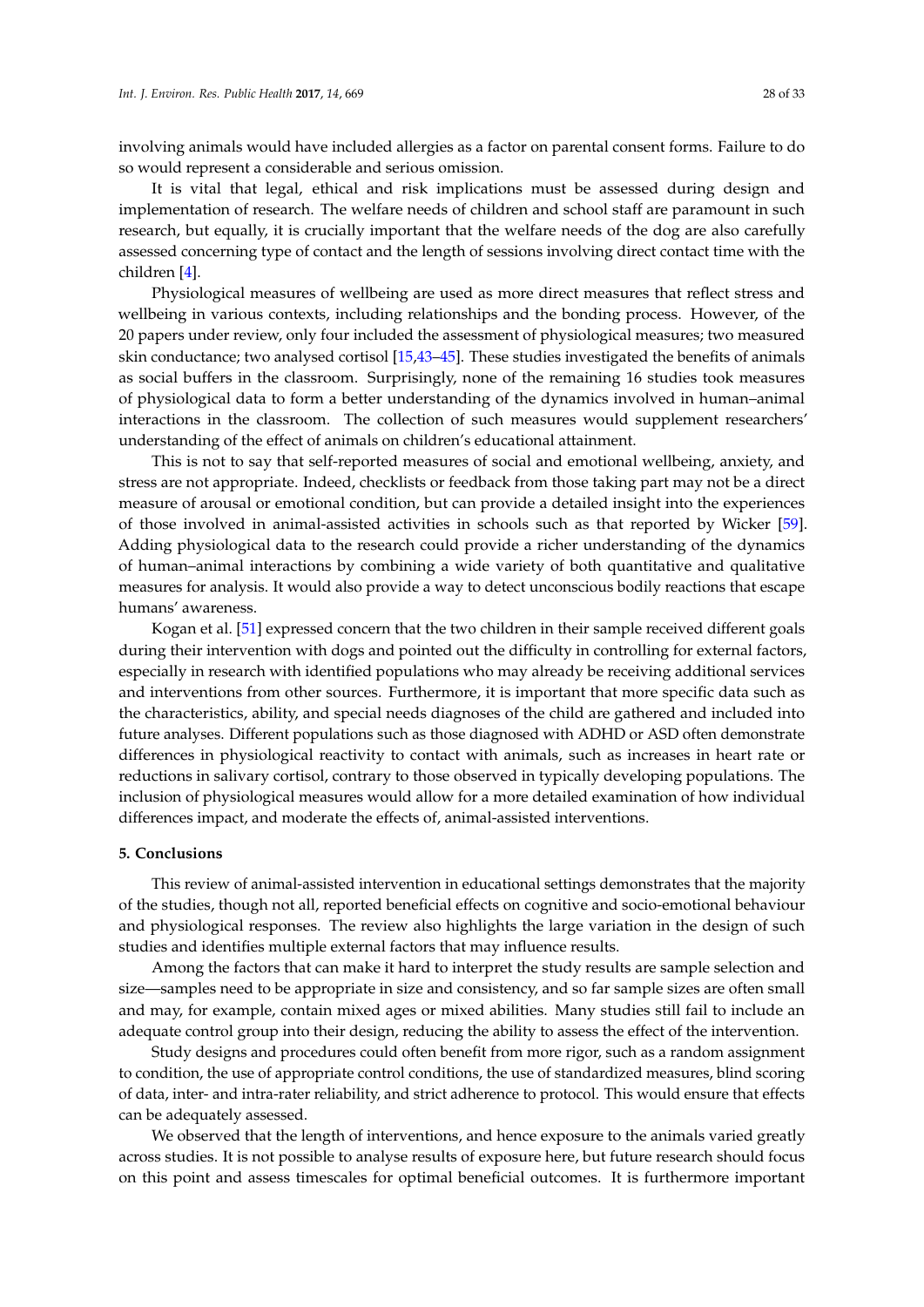involving animals would have included allergies as a factor on parental consent forms. Failure to do so would represent a considerable and serious omission.

It is vital that legal, ethical and risk implications must be assessed during design and implementation of research. The welfare needs of children and school staff are paramount in such research, but equally, it is crucially important that the welfare needs of the dog are also carefully assessed concerning type of contact and the length of sessions involving direct contact time with the children [4].

Physiological measures of wellbeing are used as more direct measures that reflect stress and wellbeing in various contexts, including relationships and the bonding process. However, of the 20 papers under review, only four included the assessment of physiological measures; two measured skin conductance; two analysed cortisol [15,43–45]. These studies investigated the benefits of animals as social buffers in the classroom. Surprisingly, none of the remaining 16 studies took measures of physiological data to form a better understanding of the dynamics involved in human–animal interactions in the classroom. The collection of such measures would supplement researchers' understanding of the effect of animals on children's educational attainment.

This is not to say that self-reported measures of social and emotional wellbeing, anxiety, and stress are not appropriate. Indeed, checklists or feedback from those taking part may not be a direct measure of arousal or emotional condition, but can provide a detailed insight into the experiences of those involved in animal-assisted activities in schools such as that reported by Wicker [59]. Adding physiological data to the research could provide a richer understanding of the dynamics of human–animal interactions by combining a wide variety of both quantitative and qualitative measures for analysis. It would also provide a way to detect unconscious bodily reactions that escape humans' awareness.

Kogan et al. [51] expressed concern that the two children in their sample received different goals during their intervention with dogs and pointed out the difficulty in controlling for external factors, especially in research with identified populations who may already be receiving additional services and interventions from other sources. Furthermore, it is important that more specific data such as the characteristics, ability, and special needs diagnoses of the child are gathered and included into future analyses. Different populations such as those diagnosed with ADHD or ASD often demonstrate differences in physiological reactivity to contact with animals, such as increases in heart rate or reductions in salivary cortisol, contrary to those observed in typically developing populations. The inclusion of physiological measures would allow for a more detailed examination of how individual differences impact, and moderate the effects of, animal-assisted interventions.

## 5. Conclusions

This review of animal-assisted intervention in educational settings demonstrates that the majority of the studies, though not all, reported beneficial effects on cognitive and socio-emotional behaviour and physiological responses. The review also highlights the large variation in the design of such studies and identifies multiple external factors that may influence results.

Among the factors that can make it hard to interpret the study results are sample selection and size—samples need to be appropriate in size and consistency, and so far sample sizes are often small and may, for example, contain mixed ages or mixed abilities. Many studies still fail to include an adequate control group into their design, reducing the ability to assess the effect of the intervention.

Study designs and procedures could often benefit from more rigor, such as a random assignment to condition, the use of appropriate control conditions, the use of standardized measures, blind scoring of data, inter- and intra-rater reliability, and strict adherence to protocol. This would ensure that effects can be adequately assessed.

We observed that the length of interventions, and hence exposure to the animals varied greatly across studies. It is not possible to analyse results of exposure here, but future research should focus on this point and assess timescales for optimal beneficial outcomes. It is furthermore important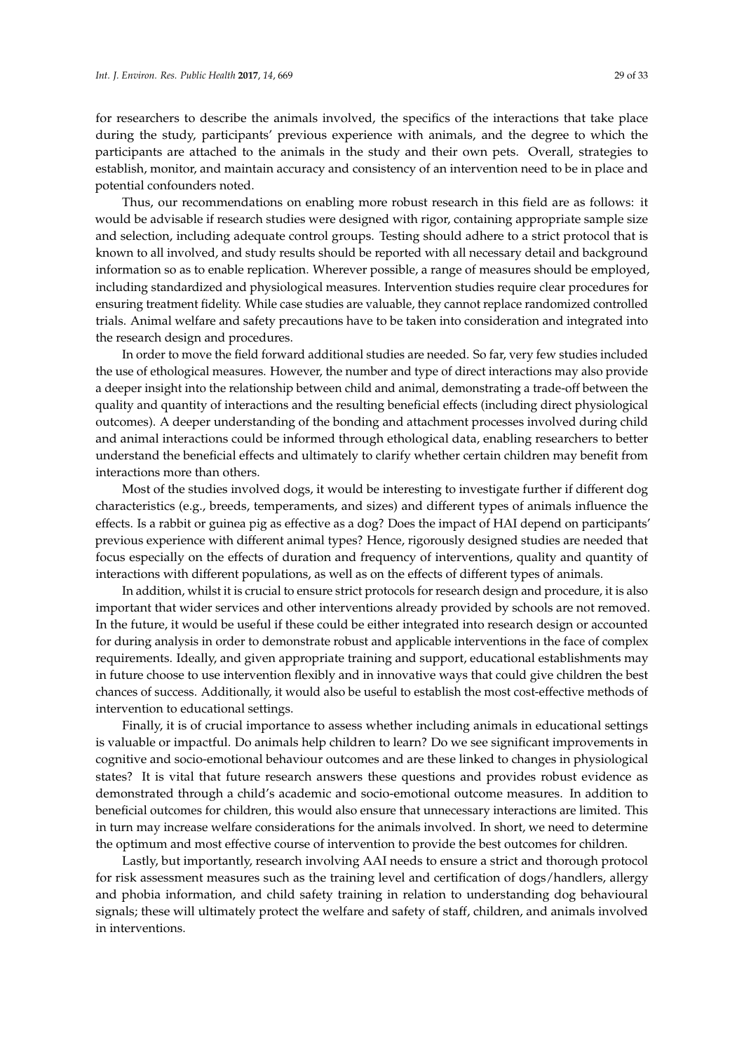for researchers to describe the animals involved, the specifics of the interactions that take place during the study, participants' previous experience with animals, and the degree to which the participants are attached to the animals in the study and their own pets. Overall, strategies to establish, monitor, and maintain accuracy and consistency of an intervention need to be in place and potential confounders noted.

Thus, our recommendations on enabling more robust research in this field are as follows: it would be advisable if research studies were designed with rigor, containing appropriate sample size and selection, including adequate control groups. Testing should adhere to a strict protocol that is known to all involved, and study results should be reported with all necessary detail and background information so as to enable replication. Wherever possible, a range of measures should be employed, including standardized and physiological measures. Intervention studies require clear procedures for ensuring treatment fidelity. While case studies are valuable, they cannot replace randomized controlled trials. Animal welfare and safety precautions have to be taken into consideration and integrated into the research design and procedures.

In order to move the field forward additional studies are needed. So far, very few studies included the use of ethological measures. However, the number and type of direct interactions may also provide a deeper insight into the relationship between child and animal, demonstrating a trade-off between the quality and quantity of interactions and the resulting beneficial effects (including direct physiological outcomes). A deeper understanding of the bonding and attachment processes involved during child and animal interactions could be informed through ethological data, enabling researchers to better understand the beneficial effects and ultimately to clarify whether certain children may benefit from interactions more than others.

Most of the studies involved dogs, it would be interesting to investigate further if different dog characteristics (e.g., breeds, temperaments, and sizes) and different types of animals influence the effects. Is a rabbit or guinea pig as effective as a dog? Does the impact of HAI depend on participants' previous experience with different animal types? Hence, rigorously designed studies are needed that focus especially on the effects of duration and frequency of interventions, quality and quantity of interactions with different populations, as well as on the effects of different types of animals.

In addition, whilst it is crucial to ensure strict protocols for research design and procedure, it is also important that wider services and other interventions already provided by schools are not removed. In the future, it would be useful if these could be either integrated into research design or accounted for during analysis in order to demonstrate robust and applicable interventions in the face of complex requirements. Ideally, and given appropriate training and support, educational establishments may in future choose to use intervention flexibly and in innovative ways that could give children the best chances of success. Additionally, it would also be useful to establish the most cost-effective methods of intervention to educational settings.

Finally, it is of crucial importance to assess whether including animals in educational settings is valuable or impactful. Do animals help children to learn? Do we see significant improvements in cognitive and socio-emotional behaviour outcomes and are these linked to changes in physiological states? It is vital that future research answers these questions and provides robust evidence as demonstrated through a child's academic and socio-emotional outcome measures. In addition to beneficial outcomes for children, this would also ensure that unnecessary interactions are limited. This in turn may increase welfare considerations for the animals involved. In short, we need to determine the optimum and most effective course of intervention to provide the best outcomes for children.

Lastly, but importantly, research involving AAI needs to ensure a strict and thorough protocol for risk assessment measures such as the training level and certification of dogs/handlers, allergy and phobia information, and child safety training in relation to understanding dog behavioural signals; these will ultimately protect the welfare and safety of staff, children, and animals involved in interventions.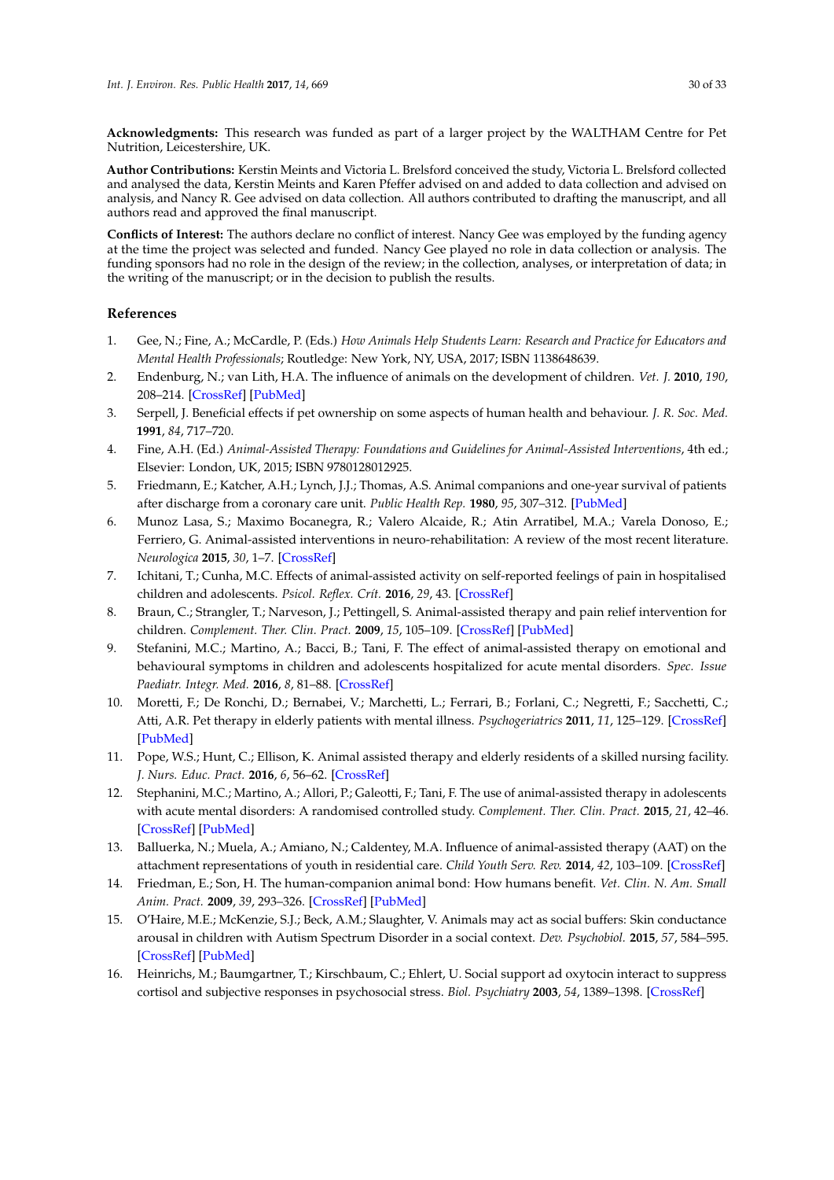**Acknowledgments:** This research was funded as part of a larger project by the WALTHAM Centre for Pet Nutrition, Leicestershire, UK.

**Author Contributions:** Kerstin Meints and Victoria L. Brelsford conceived the study, Victoria L. Brelsford collected and analysed the data, Kerstin Meints and Karen Pfeffer advised on and added to data collection and advised on analysis, and Nancy R. Gee advised on data collection. All authors contributed to drafting the manuscript, and all authors read and approved the final manuscript.

**Conflicts of Interest:** The authors declare no conflict of interest. Nancy Gee was employed by the funding agency at the time the project was selected and funded. Nancy Gee played no role in data collection or analysis. The funding sponsors had no role in the design of the review; in the collection, analyses, or interpretation of data; in the writing of the manuscript; or in the decision to publish the results.

## References

1. Gee, N.; Fine, A.; McCardle, P. (Eds.) *How Animals Help Students Learn: Research and Practice for Educators and Mental Health Professionals*; Routledge: New York, NY, USA, 2017; ISBN 1138648639.
2. Endenburg, N.; van Lith, H.A. The influence of animals on the development of children. *Vet. J.* **2010**, *190*, 208–214. [CrossRef] [PubMed]
3. Serpell, J. Beneficial effects if pet ownership on some aspects of human health and behaviour. *J. R. Soc. Med.* **1991**, *84*, 717–720.
4. Fine, A.H. (Ed.) *Animal-Assisted Therapy: Foundations and Guidelines for Animal-Assisted Interventions*, 4th ed.; Elsevier: London, UK, 2015; ISBN 9780128012925.
5. Friedmann, E.; Katcher, A.H.; Lynch, J.J.; Thomas, A.S. Animal companions and one-year survival of patients after discharge from a coronary care unit. *Public Health Rep.* **1980**, *95*, 307–312. [PubMed]
6. Munoz Lasa, S.; Maximo Bocanegra, R.; Valero Alcaide, R.; Atin Arratibel, M.A.; Varela Donoso, E.; Ferriero, G. Animal-assisted interventions in neuro-rehabilitation: A review of the most recent literature. *Neurologica* **2015**, *30*, 1–7. [CrossRef]
7. Ichitani, T.; Cunha, M.C. Effects of animal-assisted activity on self-reported feelings of pain in hospitalised children and adolescents. *Psicol. Reflex. Crít.* **2016**, *29*, 43. [CrossRef]
8. Braun, C.; Strangler, T.; Narveson, J.; Pettingell, S. Animal-assisted therapy and pain relief intervention for children. *Complement. Ther. Clin. Pract.* **2009**, *15*, 105–109. [CrossRef] [PubMed]
9. Stefanini, M.C.; Martino, A.; Bacci, B.; Tani, F. The effect of animal-assisted therapy on emotional and behavioural symptoms in children and adolescents hospitalized for acute mental disorders. *Spec. Issue Paediatr. Integr. Med.* **2016**, *8*, 81–88. [CrossRef]
10. Moretti, F.; De Ronchi, D.; Bernabei, V.; Marchetti, L.; Ferrari, B.; Forlani, C.; Negretti, F.; Sacchetti, C.; Atti, A.R. Pet therapy in elderly patients with mental illness. *Psychogeriatrics* **2011**, *11*, 125–129. [CrossRef] [PubMed]
11. Pope, W.S.; Hunt, C.; Ellison, K. Animal assisted therapy and elderly residents of a skilled nursing facility. *J. Nurs. Educ. Pract.* **2016**, *6*, 56–62. [CrossRef]
12. Stephanini, M.C.; Martino, A.; Allori, P.; Galeotti, F.; Tani, F. The use of animal-assisted therapy in adolescents with acute mental disorders: A randomised controlled study. *Complement. Ther. Clin. Pract.* **2015**, *21*, 42–46. [CrossRef] [PubMed]
13. Balluerka, N.; Muela, A.; Amiano, N.; Caldentey, M.A. Influence of animal-assisted therapy (AAT) on the attachment representations of youth in residential care. *Child Youth Serv. Rev.* **2014**, *42*, 103–109. [CrossRef]
14. Friedman, E.; Son, H. The human-companion animal bond: How humans benefit. *Vet. Clin. N. Am. Small Anim. Pract.* **2009**, *39*, 293–326. [CrossRef] [PubMed]
15. O'Haire, M.E.; McKenzie, S.J.; Beck, A.M.; Slaughter, V. Animals may act as social buffers: Skin conductance arousal in children with Autism Spectrum Disorder in a social context. *Dev. Psychobiol.* **2015**, *57*, 584–595. [CrossRef] [PubMed]
16. Heinrichs, M.; Baumgartner, T.; Kirschbaum, C.; Ehlert, U. Social support ad oxytocin interact to suppress cortisol and subjective responses in psychosocial stress. *Biol. Psychiatry* **2003**, *54*, 1389–1398. [CrossRef]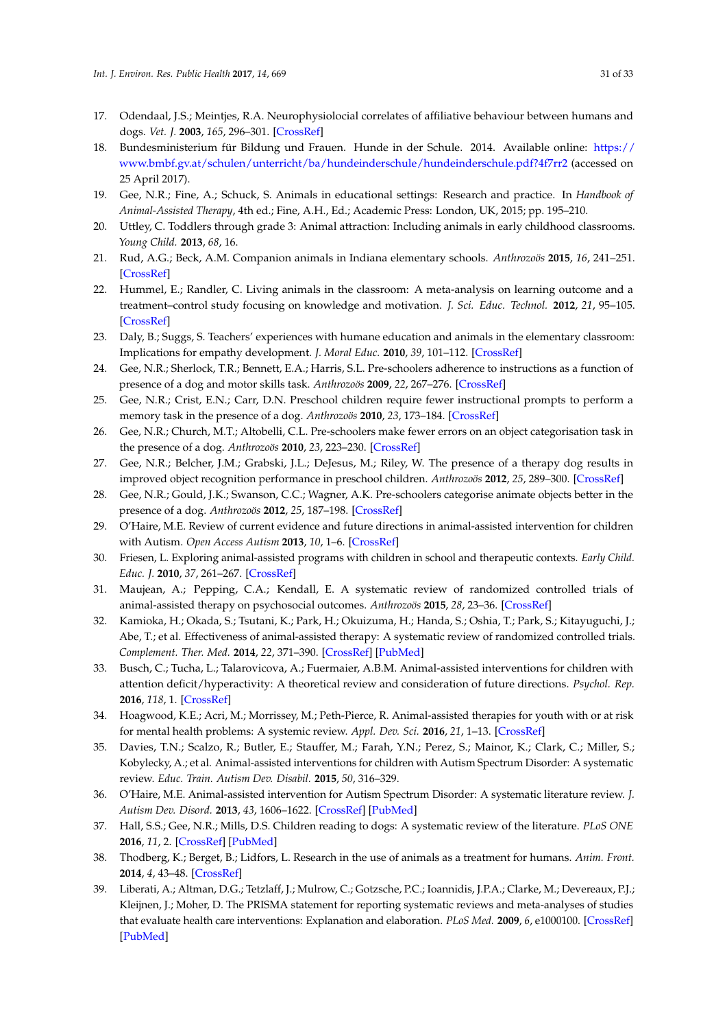17. Odendaal, J.S.; Meintjes, R.A. Neurophysiolocial correlates of affiliative behaviour between humans and dogs. *Vet. J.* **2003**, *165*, 296–301. [CrossRef]
18. Bundesministerium für Bildung und Frauen. Hunde in der Schule. 2014. Available online: https://www.bmbf.gv.at/schulen/unterricht/ba/hundeinderschule/hundeinderschule.pdf?4f7rr2 (accessed on 25 April 2017).
19. Gee, N.R.; Fine, A.; Schuck, S. Animals in educational settings: Research and practice. In *Handbook of Animal-Assisted Therapy*, 4th ed.; Fine, A.H., Ed.; Academic Press: London, UK, 2015; pp. 195–210.
20. Uttley, C. Toddlers through grade 3: Animal attraction: Including animals in early childhood classrooms. *Young Child.* **2013**, *68*, 16.
21. Rud, A.G.; Beck, A.M. Companion animals in Indiana elementary schools. *Anthrozoös* **2015**, *16*, 241–251. [CrossRef]
22. Hummel, E.; Randler, C. Living animals in the classroom: A meta-analysis on learning outcome and a treatment–control study focusing on knowledge and motivation. *J. Sci. Educ. Technol.* **2012**, *21*, 95–105. [CrossRef]
23. Daly, B.; Suggs, S. Teachers' experiences with humane education and animals in the elementary classroom: Implications for empathy development. *J. Moral Educ.* **2010**, *39*, 101–112. [CrossRef]
24. Gee, N.R.; Sherlock, T.R.; Bennett, E.A.; Harris, S.L. Pre-schoolers adherence to instructions as a function of presence of a dog and motor skills task. *Anthrozoös* **2009**, *22*, 267–276. [CrossRef]
25. Gee, N.R.; Crist, E.N.; Carr, D.N. Preschool children require fewer instructional prompts to perform a memory task in the presence of a dog. *Anthrozoös* **2010**, *23*, 173–184. [CrossRef]
26. Gee, N.R.; Church, M.T.; Altobelli, C.L. Pre-schoolers make fewer errors on an object categorisation task in the presence of a dog. *Anthrozoös* **2010**, *23*, 223–230. [CrossRef]
27. Gee, N.R.; Belcher, J.M.; Grabski, J.L.; DeJesus, M.; Riley, W. The presence of a therapy dog results in improved object recognition performance in preschool children. *Anthrozoös* **2012**, *25*, 289–300. [CrossRef]
28. Gee, N.R.; Gould, J.K.; Swanson, C.C.; Wagner, A.K. Pre-schoolers categorise animate objects better in the presence of a dog. *Anthrozoös* **2012**, *25*, 187–198. [CrossRef]
29. O'Haire, M.E. Review of current evidence and future directions in animal-assisted intervention for children with Autism. *Open Access Autism* **2013**, *10*, 1–6. [CrossRef]
30. Friesen, L. Exploring animal-assisted programs with children in school and therapeutic contexts. *Early Child. Educ. J.* **2010**, *37*, 261–267. [CrossRef]
31. Maujean, A.; Pepping, C.A.; Kendall, E. A systematic review of randomized controlled trials of animal-assisted therapy on psychosocial outcomes. *Anthrozoös* **2015**, *28*, 23–36. [CrossRef]
32. Kamioka, H.; Okada, S.; Tsutani, K.; Park, H.; Okuizuma, H.; Handa, S.; Oshia, T.; Park, S.; Kitayuguchi, J.; Abe, T.; et al. Effectiveness of animal-assisted therapy: A systematic review of randomized controlled trials. *Complement. Ther. Med.* **2014**, *22*, 371–390. [CrossRef] [PubMed]
33. Busch, C.; Tucha, L.; Talarovicova, A.; Fuermaier, A.B.M. Animal-assisted interventions for children with attention deficit/hyperactivity: A theoretical review and consideration of future directions. *Psychol. Rep.* **2016**, *118*, 1. [CrossRef]
34. Hoagwood, K.E.; Acri, M.; Morrissey, M.; Peth-Pierce, R. Animal-assisted therapies for youth with or at risk for mental health problems: A systemic review. *Appl. Dev. Sci.* **2016**, *21*, 1–13. [CrossRef]
35. Davies, T.N.; Scalzo, R.; Butler, E.; Stauffer, M.; Farah, Y.N.; Perez, S.; Mainor, K.; Clark, C.; Miller, S.; Kobylecky, A.; et al. Animal-assisted interventions for children with Autism Spectrum Disorder: A systematic review. *Educ. Train. Autism Dev. Disabil.* **2015**, *50*, 316–329.
36. O'Haire, M.E. Animal-assisted intervention for Autism Spectrum Disorder: A systematic literature review. *J. Autism Dev. Disord.* **2013**, *43*, 1606–1622. [CrossRef] [PubMed]
37. Hall, S.S.; Gee, N.R.; Mills, D.S. Children reading to dogs: A systematic review of the literature. *PLoS ONE* **2016**, *11*, 2. [CrossRef] [PubMed]
38. Thodberg, K.; Berget, B.; Lidfors, L. Research in the use of animals as a treatment for humans. *Anim. Front.* **2014**, *4*, 43–48. [CrossRef]
39. Liberati, A.; Altman, D.G.; Tetzlaff, J.; Mulrow, C.; Gotzsche, P.C.; Ioannidis, J.P.A.; Clarke, M.; Devereaux, P.J.; Kleijnen, J.; Moher, D. The PRISMA statement for reporting systematic reviews and meta-analyses of studies that evaluate health care interventions: Explanation and elaboration. *PLoS Med.* **2009**, *6*, e1000100. [CrossRef] [PubMed]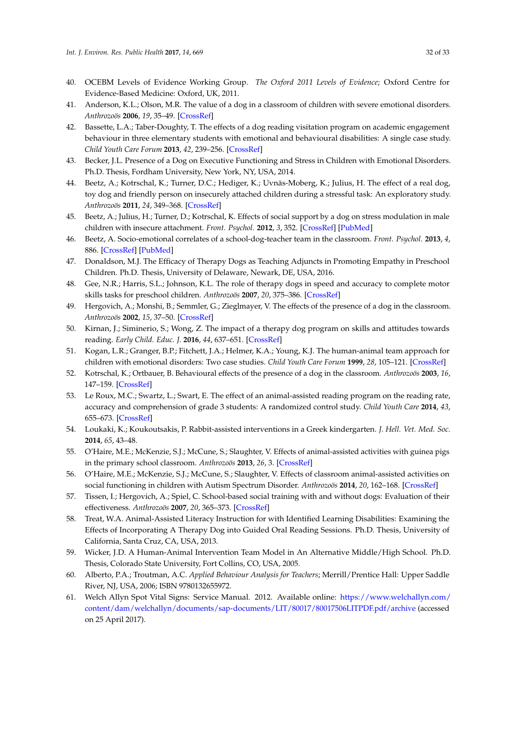40. OCEBM Levels of Evidence Working Group. *The Oxford 2011 Levels of Evidence*; Oxford Centre for Evidence-Based Medicine: Oxford, UK, 2011.
41. Anderson, K.L.; Olson, M.R. The value of a dog in a classroom of children with severe emotional disorders. *Anthrozoös* **2006**, *19*, 35–49. [CrossRef]
42. Bassette, L.A.; Taber-Doughty, T. The effects of a dog reading visitation program on academic engagement behaviour in three elementary students with emotional and behavioural disabilities: A single case study. *Child Youth Care Forum* **2013**, *42*, 239–256. [CrossRef]
43. Becker, J.L. Presence of a Dog on Executive Functioning and Stress in Children with Emotional Disorders. Ph.D. Thesis, Fordham University, New York, NY, USA, 2014.
44. Beetz, A.; Kotrschal, K.; Turner, D.C.; Hediger, K.; Uvnäs-Moberg, K.; Julius, H. The effect of a real dog, toy dog and friendly person on insecurely attached children during a stressful task: An exploratory study. *Anthrozoös* **2011**, *24*, 349–368. [CrossRef]
45. Beetz, A.; Julius, H.; Turner, D.; Kotrschal, K. Effects of social support by a dog on stress modulation in male children with insecure attachment. *Front. Psychol.* **2012**, *3*, 352. [CrossRef] [PubMed]
46. Beetz, A. Socio-emotional correlates of a school-dog-teacher team in the classroom. *Front. Psychol.* **2013**, *4*, 886. [CrossRef] [PubMed]
47. Donaldson, M.J. The Efficacy of Therapy Dogs as Teaching Adjuncts in Promoting Empathy in Preschool Children. Ph.D. Thesis, University of Delaware, Newark, DE, USA, 2016.
48. Gee, N.R.; Harris, S.L.; Johnson, K.L. The role of therapy dogs in speed and accuracy to complete motor skills tasks for preschool children. *Anthrozoös* **2007**, *20*, 375–386. [CrossRef]
49. Hergovich, A.; Monshi, B.; Semmler, G.; Zieglmayer, V. The effects of the presence of a dog in the classroom. *Anthrozoös* **2002**, *15*, 37–50. [CrossRef]
50. Kirnan, J.; Siminerio, S.; Wong, Z. The impact of a therapy dog program on skills and attitudes towards reading. *Early Child. Educ. J.* **2016**, *44*, 637–651. [CrossRef]
51. Kogan, L.R.; Granger, B.P.; Fitchett, J.A.; Helmer, K.A.; Young, K.J. The human-animal team approach for children with emotional disorders: Two case studies. *Child Youth Care Forum* **1999**, *28*, 105–121. [CrossRef]
52. Kotrschal, K.; Ortbauer, B. Behavioural effects of the presence of a dog in the classroom. *Anthrozoös* **2003**, *16*, 147–159. [CrossRef]
53. Le Roux, M.C.; Swartz, L.; Swart, E. The effect of an animal-assisted reading program on the reading rate, accuracy and comprehension of grade 3 students: A randomized control study. *Child Youth Care* **2014**, *43*, 655–673. [CrossRef]
54. Loukaki, K.; Koukoutsakis, P. Rabbit-assisted interventions in a Greek kindergarten. *J. Hell. Vet. Med. Soc.* **2014**, *65*, 43–48.
55. O'Haire, M.E.; McKenzie, S.J.; McCune, S.; Slaughter, V. Effects of animal-assisted activities with guinea pigs in the primary school classroom. *Anthrozoös* **2013**, *26*, 3. [CrossRef]
56. O'Haire, M.E.; McKenzie, S.J.; McCune, S.; Slaughter, V. Effects of classroom animal-assisted activities on social functioning in children with Autism Spectrum Disorder. *Anthrozoös* **2014**, *20*, 162–168. [CrossRef]
57. Tissen, I.; Hergovich, A.; Spiel, C. School-based social training with and without dogs: Evaluation of their effectiveness. *Anthrozoös* **2007**, *20*, 365–373. [CrossRef]
58. Treat, W.A. Animal-Assisted Literacy Instruction for with Identified Learning Disabilities: Examining the Effects of Incorporating A Therapy Dog into Guided Oral Reading Sessions. Ph.D. Thesis, University of California, Santa Cruz, CA, USA, 2013.
59. Wicker, J.D. A Human-Animal Intervention Team Model in An Alternative Middle/High School. Ph.D. Thesis, Colorado State University, Fort Collins, CO, USA, 2005.
60. Alberto, P.A.; Troutman, A.C. *Applied Behaviour Analysis for Teachers*; Merrill/Prentice Hall: Upper Saddle River, NJ, USA, 2006; ISBN 9780132655972.
61. Welch Allyn Spot Vital Signs: Service Manual. 2012. Available online: https://www.welchallyn.com/content/dam/welchallyn/documents/sap-documents/LIT/80017/80017506LITPDF.pdf/archive (accessed on 25 April 2017).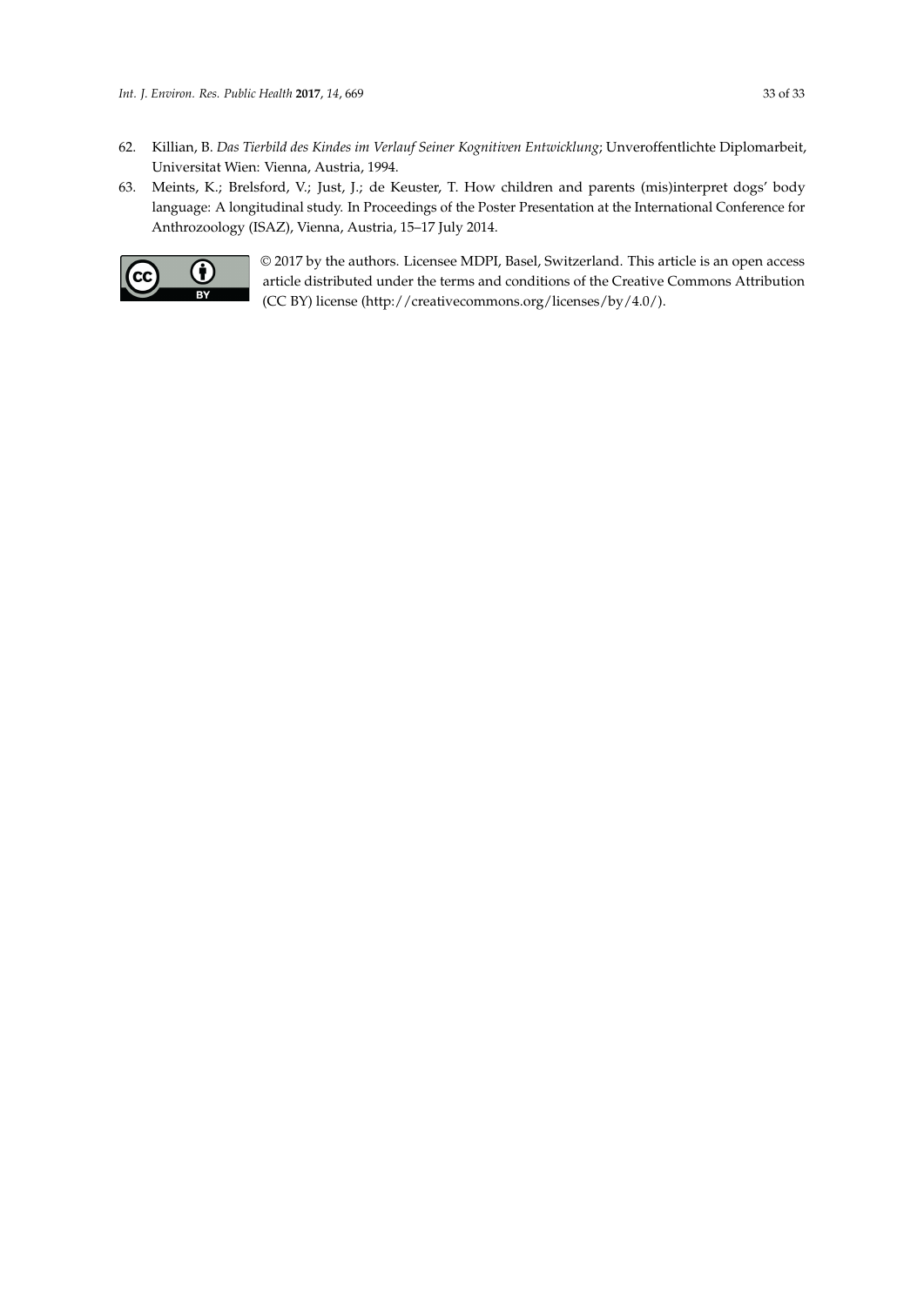62. Killian, B. *Das Tierbild des Kindes im Verlauf Seiner Kognitiven Entwicklung*; Unveroffentlichte Diplomarbeit, Universitat Wien: Vienna, Austria, 1994.
63. Meints, K.; Brelsford, V.; Just, J.; de Keuster, T. How children and parents (mis)interpret dogs' body language: A longitudinal study. In Proceedings of the Poster Presentation at the International Conference for Anthrozoology (ISAZ), Vienna, Austria, 15–17 July 2014.

© 2017 by the authors. Licensee MDPI, Basel, Switzerland. This article is an open access article distributed under the terms and conditions of the Creative Commons Attribution (CC BY) license (http://creativecommons.org/licenses/by/4.0/).